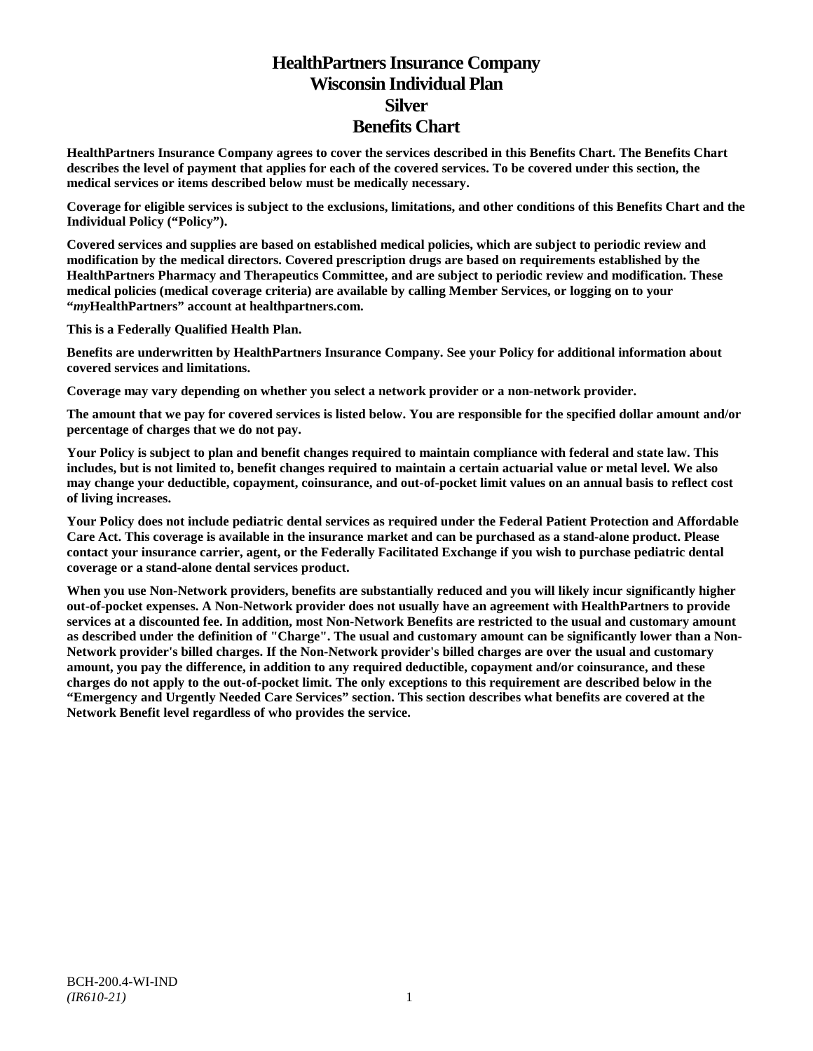# HealthPartners Insurance Company
# Wisconsin Individual Plan
# Silver
# Benefits Chart

**HealthPartners Insurance Company agrees to cover the services described in this Benefits Chart. The Benefits Chart describes the level of payment that applies for each of the covered services. To be covered under this section, the medical services or items described below must be medically necessary.**

**Coverage for eligible services is subject to the exclusions, limitations, and other conditions of this Benefits Chart and the Individual Policy ("Policy").**

**Covered services and supplies are based on established medical policies, which are subject to periodic review and modification by the medical directors. Covered prescription drugs are based on requirements established by the HealthPartners Pharmacy and Therapeutics Committee, and are subject to periodic review and modification. These medical policies (medical coverage criteria) are available by calling Member Services, or logging on to your "*my*HealthPartners" account at healthpartners.com.**

**This is a Federally Qualified Health Plan.**

**Benefits are underwritten by HealthPartners Insurance Company. See your Policy for additional information about covered services and limitations.**

**Coverage may vary depending on whether you select a network provider or a non-network provider.**

**The amount that we pay for covered services is listed below. You are responsible for the specified dollar amount and/or percentage of charges that we do not pay.**

**Your Policy is subject to plan and benefit changes required to maintain compliance with federal and state law. This includes, but is not limited to, benefit changes required to maintain a certain actuarial value or metal level. We also may change your deductible, copayment, coinsurance, and out-of-pocket limit values on an annual basis to reflect cost of living increases.**

**Your Policy does not include pediatric dental services as required under the Federal Patient Protection and Affordable Care Act. This coverage is available in the insurance market and can be purchased as a stand-alone product. Please contact your insurance carrier, agent, or the Federally Facilitated Exchange if you wish to purchase pediatric dental coverage or a stand-alone dental services product.**

**When you use Non-Network providers, benefits are substantially reduced and you will likely incur significantly higher out-of-pocket expenses. A Non-Network provider does not usually have an agreement with HealthPartners to provide services at a discounted fee. In addition, most Non-Network Benefits are restricted to the usual and customary amount as described under the definition of "Charge". The usual and customary amount can be significantly lower than a Non-Network provider's billed charges. If the Non-Network provider's billed charges are over the usual and customary amount, you pay the difference, in addition to any required deductible, copayment and/or coinsurance, and these charges do not apply to the out-of-pocket limit. The only exceptions to this requirement are described below in the "Emergency and Urgently Needed Care Services" section. This section describes what benefits are covered at the Network Benefit level regardless of who provides the service.**

BCH-200.4-WI-IND
*(IR610-21)*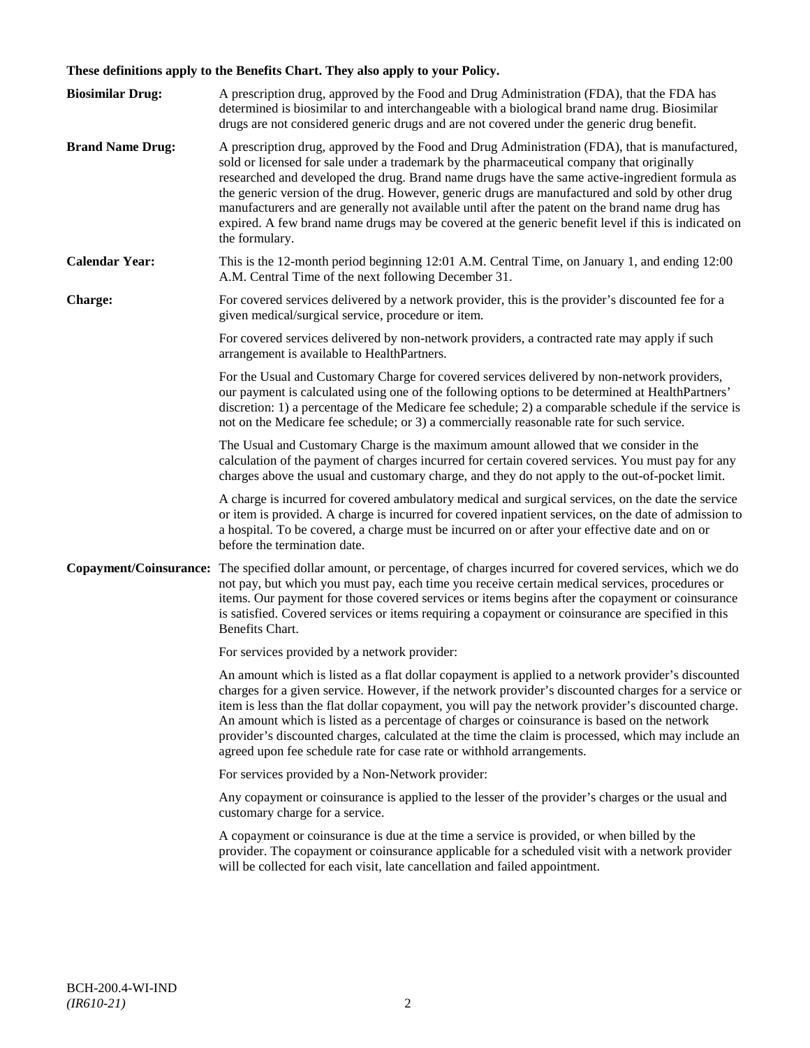**These definitions apply to the Benefits Chart. They also apply to your Policy.**

**Biosimilar Drug:** A prescription drug, approved by the Food and Drug Administration (FDA), that the FDA has determined is biosimilar to and interchangeable with a biological brand name drug. Biosimilar drugs are not considered generic drugs and are not covered under the generic drug benefit.

**Brand Name Drug:** A prescription drug, approved by the Food and Drug Administration (FDA), that is manufactured, sold or licensed for sale under a trademark by the pharmaceutical company that originally researched and developed the drug. Brand name drugs have the same active-ingredient formula as the generic version of the drug. However, generic drugs are manufactured and sold by other drug manufacturers and are generally not available until after the patent on the brand name drug has expired. A few brand name drugs may be covered at the generic benefit level if this is indicated on the formulary.

**Calendar Year:** This is the 12-month period beginning 12:01 A.M. Central Time, on January 1, and ending 12:00 A.M. Central Time of the next following December 31.

**Charge:** For covered services delivered by a network provider, this is the provider's discounted fee for a given medical/surgical service, procedure or item.

For covered services delivered by non-network providers, a contracted rate may apply if such arrangement is available to HealthPartners.

For the Usual and Customary Charge for covered services delivered by non-network providers, our payment is calculated using one of the following options to be determined at HealthPartners' discretion: 1) a percentage of the Medicare fee schedule; 2) a comparable schedule if the service is not on the Medicare fee schedule; or 3) a commercially reasonable rate for such service.

The Usual and Customary Charge is the maximum amount allowed that we consider in the calculation of the payment of charges incurred for certain covered services. You must pay for any charges above the usual and customary charge, and they do not apply to the out-of-pocket limit.

A charge is incurred for covered ambulatory medical and surgical services, on the date the service or item is provided. A charge is incurred for covered inpatient services, on the date of admission to a hospital. To be covered, a charge must be incurred on or after your effective date and on or before the termination date.

**Copayment/Coinsurance:** The specified dollar amount, or percentage, of charges incurred for covered services, which we do not pay, but which you must pay, each time you receive certain medical services, procedures or items. Our payment for those covered services or items begins after the copayment or coinsurance is satisfied. Covered services or items requiring a copayment or coinsurance are specified in this Benefits Chart.

For services provided by a network provider:

An amount which is listed as a flat dollar copayment is applied to a network provider's discounted charges for a given service. However, if the network provider's discounted charges for a service or item is less than the flat dollar copayment, you will pay the network provider's discounted charge. An amount which is listed as a percentage of charges or coinsurance is based on the network provider's discounted charges, calculated at the time the claim is processed, which may include an agreed upon fee schedule rate for case rate or withhold arrangements.

For services provided by a Non-Network provider:

Any copayment or coinsurance is applied to the lesser of the provider's charges or the usual and customary charge for a service.

A copayment or coinsurance is due at the time a service is provided, or when billed by the provider. The copayment or coinsurance applicable for a scheduled visit with a network provider will be collected for each visit, late cancellation and failed appointment.

BCH-200.4-WI-IND
*(IR610-21)*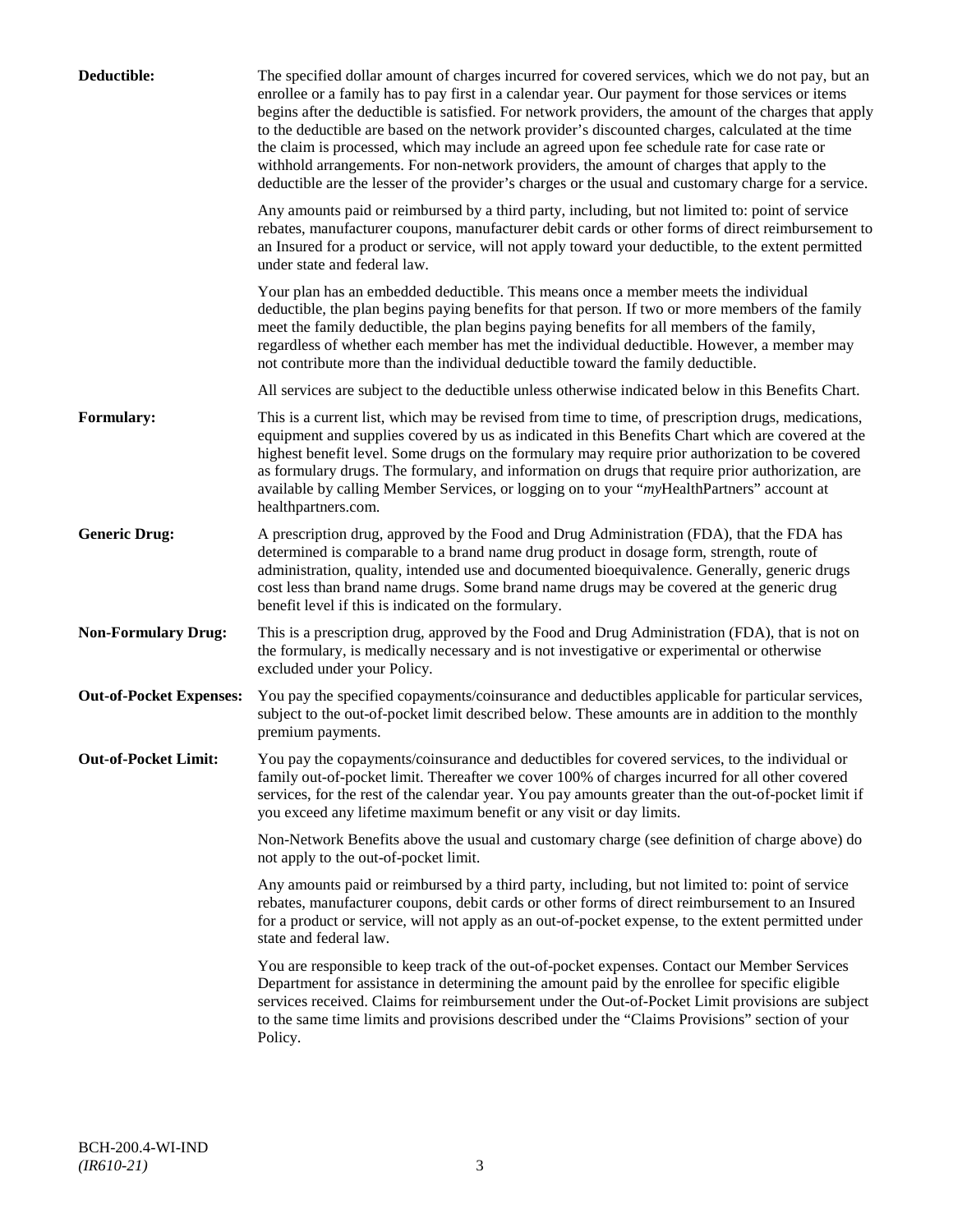**Deductible:** The specified dollar amount of charges incurred for covered services, which we do not pay, but an enrollee or a family has to pay first in a calendar year. Our payment for those services or items begins after the deductible is satisfied. For network providers, the amount of the charges that apply to the deductible are based on the network provider's discounted charges, calculated at the time the claim is processed, which may include an agreed upon fee schedule rate for case rate or withhold arrangements. For non-network providers, the amount of charges that apply to the deductible are the lesser of the provider's charges or the usual and customary charge for a service.

Any amounts paid or reimbursed by a third party, including, but not limited to: point of service rebates, manufacturer coupons, manufacturer debit cards or other forms of direct reimbursement to an Insured for a product or service, will not apply toward your deductible, to the extent permitted under state and federal law.

Your plan has an embedded deductible. This means once a member meets the individual deductible, the plan begins paying benefits for that person. If two or more members of the family meet the family deductible, the plan begins paying benefits for all members of the family, regardless of whether each member has met the individual deductible. However, a member may not contribute more than the individual deductible toward the family deductible.

All services are subject to the deductible unless otherwise indicated below in this Benefits Chart.

**Formulary:** This is a current list, which may be revised from time to time, of prescription drugs, medications, equipment and supplies covered by us as indicated in this Benefits Chart which are covered at the highest benefit level. Some drugs on the formulary may require prior authorization to be covered as formulary drugs. The formulary, and information on drugs that require prior authorization, are available by calling Member Services, or logging on to your "*my*HealthPartners" account at healthpartners.com.

**Generic Drug:** A prescription drug, approved by the Food and Drug Administration (FDA), that the FDA has determined is comparable to a brand name drug product in dosage form, strength, route of administration, quality, intended use and documented bioequivalence. Generally, generic drugs cost less than brand name drugs. Some brand name drugs may be covered at the generic drug benefit level if this is indicated on the formulary.

**Non-Formulary Drug:** This is a prescription drug, approved by the Food and Drug Administration (FDA), that is not on the formulary, is medically necessary and is not investigative or experimental or otherwise excluded under your Policy.

**Out-of-Pocket Expenses:** You pay the specified copayments/coinsurance and deductibles applicable for particular services, subject to the out-of-pocket limit described below. These amounts are in addition to the monthly premium payments.

**Out-of-Pocket Limit:** You pay the copayments/coinsurance and deductibles for covered services, to the individual or family out-of-pocket limit. Thereafter we cover 100% of charges incurred for all other covered services, for the rest of the calendar year. You pay amounts greater than the out-of-pocket limit if you exceed any lifetime maximum benefit or any visit or day limits.

Non-Network Benefits above the usual and customary charge (see definition of charge above) do not apply to the out-of-pocket limit.

Any amounts paid or reimbursed by a third party, including, but not limited to: point of service rebates, manufacturer coupons, debit cards or other forms of direct reimbursement to an Insured for a product or service, will not apply as an out-of-pocket expense, to the extent permitted under state and federal law.

You are responsible to keep track of the out-of-pocket expenses. Contact our Member Services Department for assistance in determining the amount paid by the enrollee for specific eligible services received. Claims for reimbursement under the Out-of-Pocket Limit provisions are subject to the same time limits and provisions described under the "Claims Provisions" section of your Policy.

BCH-200.4-WI-IND
*(IR610-21)*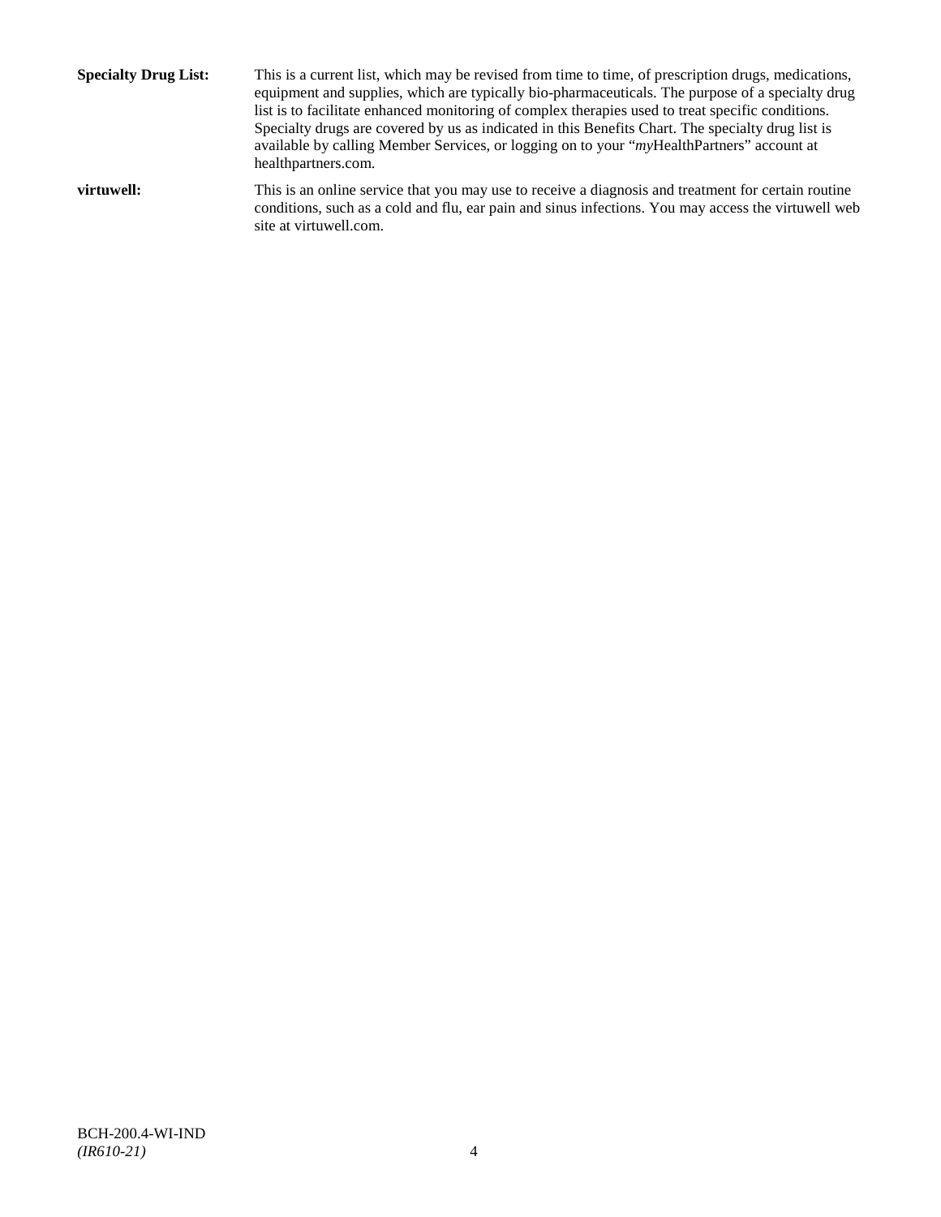**Specialty Drug List:** This is a current list, which may be revised from time to time, of prescription drugs, medications, equipment and supplies, which are typically bio-pharmaceuticals. The purpose of a specialty drug list is to facilitate enhanced monitoring of complex therapies used to treat specific conditions. Specialty drugs are covered by us as indicated in this Benefits Chart. The specialty drug list is available by calling Member Services, or logging on to your "*my*HealthPartners" account at healthpartners.com.

**virtuwell:** This is an online service that you may use to receive a diagnosis and treatment for certain routine conditions, such as a cold and flu, ear pain and sinus infections. You may access the virtuwell web site at virtuwell.com.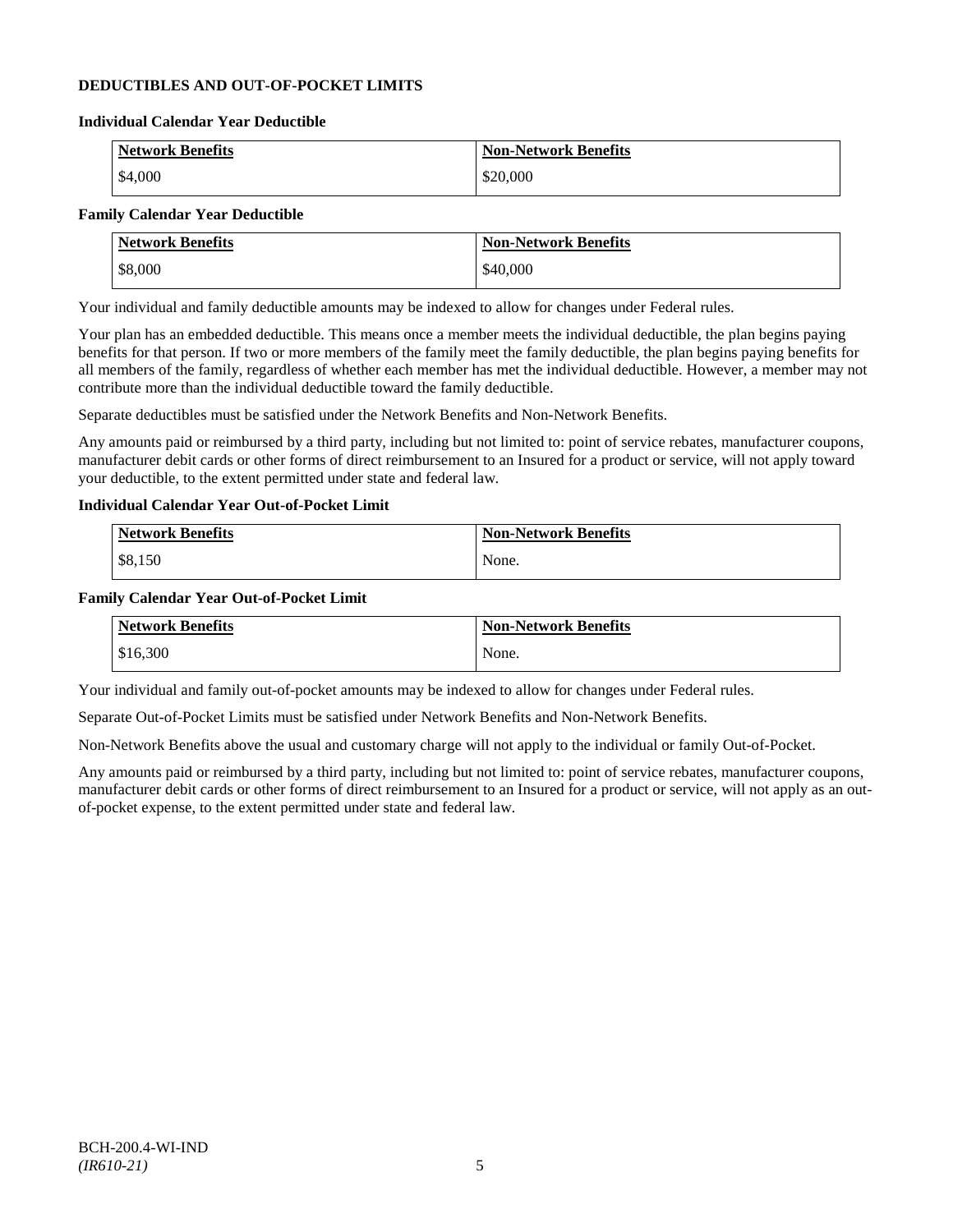## DEDUCTIBLES AND OUT-OF-POCKET LIMITS

### Individual Calendar Year Deductible

| Network Benefits | Non-Network Benefits |
|---|---|
| $4,000 | $20,000 |

### Family Calendar Year Deductible

| Network Benefits | Non-Network Benefits |
|---|---|
| $8,000 | $40,000 |

Your individual and family deductible amounts may be indexed to allow for changes under Federal rules.

Your plan has an embedded deductible. This means once a member meets the individual deductible, the plan begins paying benefits for that person. If two or more members of the family meet the family deductible, the plan begins paying benefits for all members of the family, regardless of whether each member has met the individual deductible. However, a member may not contribute more than the individual deductible toward the family deductible.

Separate deductibles must be satisfied under the Network Benefits and Non-Network Benefits.

Any amounts paid or reimbursed by a third party, including but not limited to: point of service rebates, manufacturer coupons, manufacturer debit cards or other forms of direct reimbursement to an Insured for a product or service, will not apply toward your deductible, to the extent permitted under state and federal law.

### Individual Calendar Year Out-of-Pocket Limit

| Network Benefits | Non-Network Benefits |
|---|---|
| $8,150 | None. |

### Family Calendar Year Out-of-Pocket Limit

| Network Benefits | Non-Network Benefits |
|---|---|
| $16,300 | None. |

Your individual and family out-of-pocket amounts may be indexed to allow for changes under Federal rules.

Separate Out-of-Pocket Limits must be satisfied under Network Benefits and Non-Network Benefits.

Non-Network Benefits above the usual and customary charge will not apply to the individual or family Out-of-Pocket.

Any amounts paid or reimbursed by a third party, including but not limited to: point of service rebates, manufacturer coupons, manufacturer debit cards or other forms of direct reimbursement to an Insured for a product or service, will not apply as an out-of-pocket expense, to the extent permitted under state and federal law.

BCH-200.4-WI-IND
*(IR610-21)*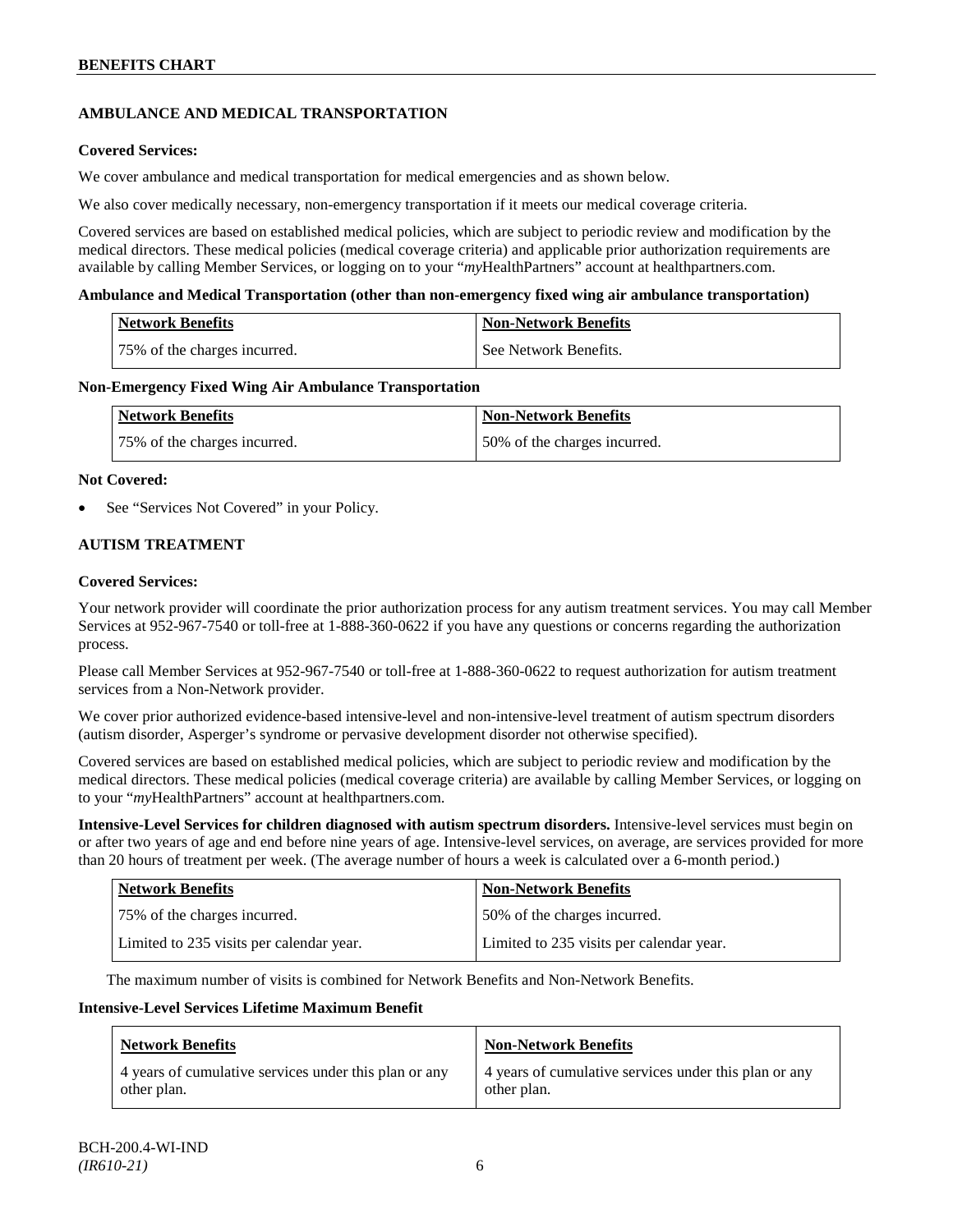## AMBULANCE AND MEDICAL TRANSPORTATION

**Covered Services:**

We cover ambulance and medical transportation for medical emergencies and as shown below.

We also cover medically necessary, non-emergency transportation if it meets our medical coverage criteria.

Covered services are based on established medical policies, which are subject to periodic review and modification by the medical directors. These medical policies (medical coverage criteria) and applicable prior authorization requirements are available by calling Member Services, or logging on to your "*my*HealthPartners" account at healthpartners.com.

**Ambulance and Medical Transportation (other than non-emergency fixed wing air ambulance transportation)**

| Network Benefits | Non-Network Benefits |
| --- | --- |
| 75% of the charges incurred. | See Network Benefits. |

**Non-Emergency Fixed Wing Air Ambulance Transportation**

| Network Benefits | Non-Network Benefits |
| --- | --- |
| 75% of the charges incurred. | 50% of the charges incurred. |

**Not Covered:**

- See "Services Not Covered" in your Policy.

## AUTISM TREATMENT

**Covered Services:**

Your network provider will coordinate the prior authorization process for any autism treatment services. You may call Member Services at 952-967-7540 or toll-free at 1-888-360-0622 if you have any questions or concerns regarding the authorization process.

Please call Member Services at 952-967-7540 or toll-free at 1-888-360-0622 to request authorization for autism treatment services from a Non-Network provider.

We cover prior authorized evidence-based intensive-level and non-intensive-level treatment of autism spectrum disorders (autism disorder, Asperger's syndrome or pervasive development disorder not otherwise specified).

Covered services are based on established medical policies, which are subject to periodic review and modification by the medical directors. These medical policies (medical coverage criteria) are available by calling Member Services, or logging on to your "*my*HealthPartners" account at healthpartners.com.

**Intensive-Level Services for children diagnosed with autism spectrum disorders.** Intensive-level services must begin on or after two years of age and end before nine years of age. Intensive-level services, on average, are services provided for more than 20 hours of treatment per week. (The average number of hours a week is calculated over a 6-month period.)

| Network Benefits | Non-Network Benefits |
| --- | --- |
| 75% of the charges incurred. | 50% of the charges incurred. |
| Limited to 235 visits per calendar year. | Limited to 235 visits per calendar year. |

The maximum number of visits is combined for Network Benefits and Non-Network Benefits.

**Intensive-Level Services Lifetime Maximum Benefit**

| Network Benefits | Non-Network Benefits |
| --- | --- |
| 4 years of cumulative services under this plan or any other plan. | 4 years of cumulative services under this plan or any other plan. |

BCH-200.4-WI-IND
*(IR610-21)*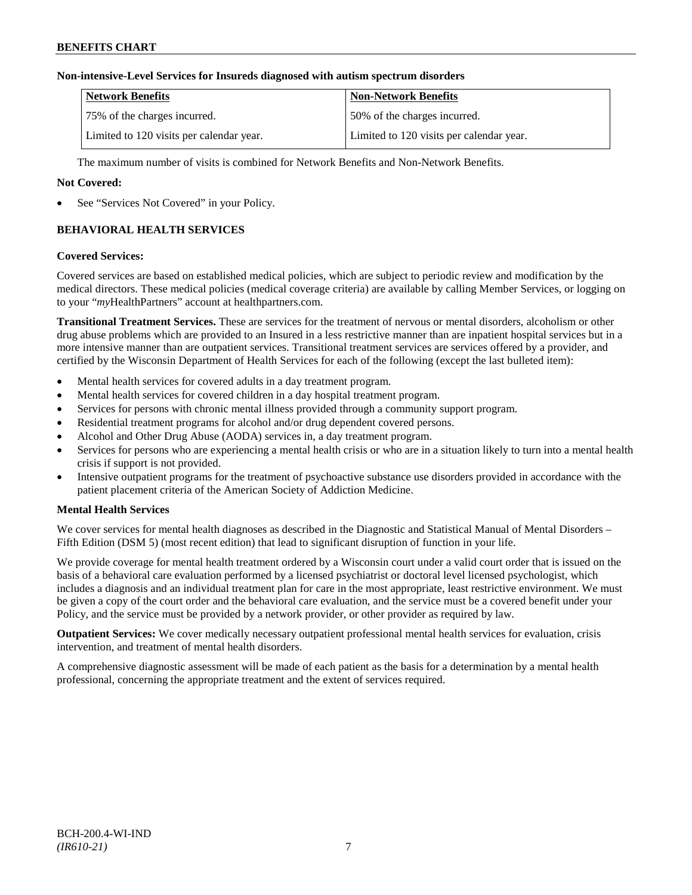**Non-intensive-Level Services for Insureds diagnosed with autism spectrum disorders**

| Network Benefits | Non-Network Benefits |
|---|---|
| 75% of the charges incurred. | 50% of the charges incurred. |
| Limited to 120 visits per calendar year. | Limited to 120 visits per calendar year. |

The maximum number of visits is combined for Network Benefits and Non-Network Benefits.

**Not Covered:**

- See "Services Not Covered" in your Policy.

### BEHAVIORAL HEALTH SERVICES

**Covered Services:**

Covered services are based on established medical policies, which are subject to periodic review and modification by the medical directors. These medical policies (medical coverage criteria) are available by calling Member Services, or logging on to your "*my*HealthPartners" account at healthpartners.com.

**Transitional Treatment Services.** These are services for the treatment of nervous or mental disorders, alcoholism or other drug abuse problems which are provided to an Insured in a less restrictive manner than are inpatient hospital services but in a more intensive manner than are outpatient services. Transitional treatment services are services offered by a provider, and certified by the Wisconsin Department of Health Services for each of the following (except the last bulleted item):

- Mental health services for covered adults in a day treatment program.
- Mental health services for covered children in a day hospital treatment program.
- Services for persons with chronic mental illness provided through a community support program.
- Residential treatment programs for alcohol and/or drug dependent covered persons.
- Alcohol and Other Drug Abuse (AODA) services in, a day treatment program.
- Services for persons who are experiencing a mental health crisis or who are in a situation likely to turn into a mental health crisis if support is not provided.
- Intensive outpatient programs for the treatment of psychoactive substance use disorders provided in accordance with the patient placement criteria of the American Society of Addiction Medicine.

**Mental Health Services**

We cover services for mental health diagnoses as described in the Diagnostic and Statistical Manual of Mental Disorders – Fifth Edition (DSM 5) (most recent edition) that lead to significant disruption of function in your life.

We provide coverage for mental health treatment ordered by a Wisconsin court under a valid court order that is issued on the basis of a behavioral care evaluation performed by a licensed psychiatrist or doctoral level licensed psychologist, which includes a diagnosis and an individual treatment plan for care in the most appropriate, least restrictive environment. We must be given a copy of the court order and the behavioral care evaluation, and the service must be a covered benefit under your Policy, and the service must be provided by a network provider, or other provider as required by law.

**Outpatient Services:** We cover medically necessary outpatient professional mental health services for evaluation, crisis intervention, and treatment of mental health disorders.

A comprehensive diagnostic assessment will be made of each patient as the basis for a determination by a mental health professional, concerning the appropriate treatment and the extent of services required.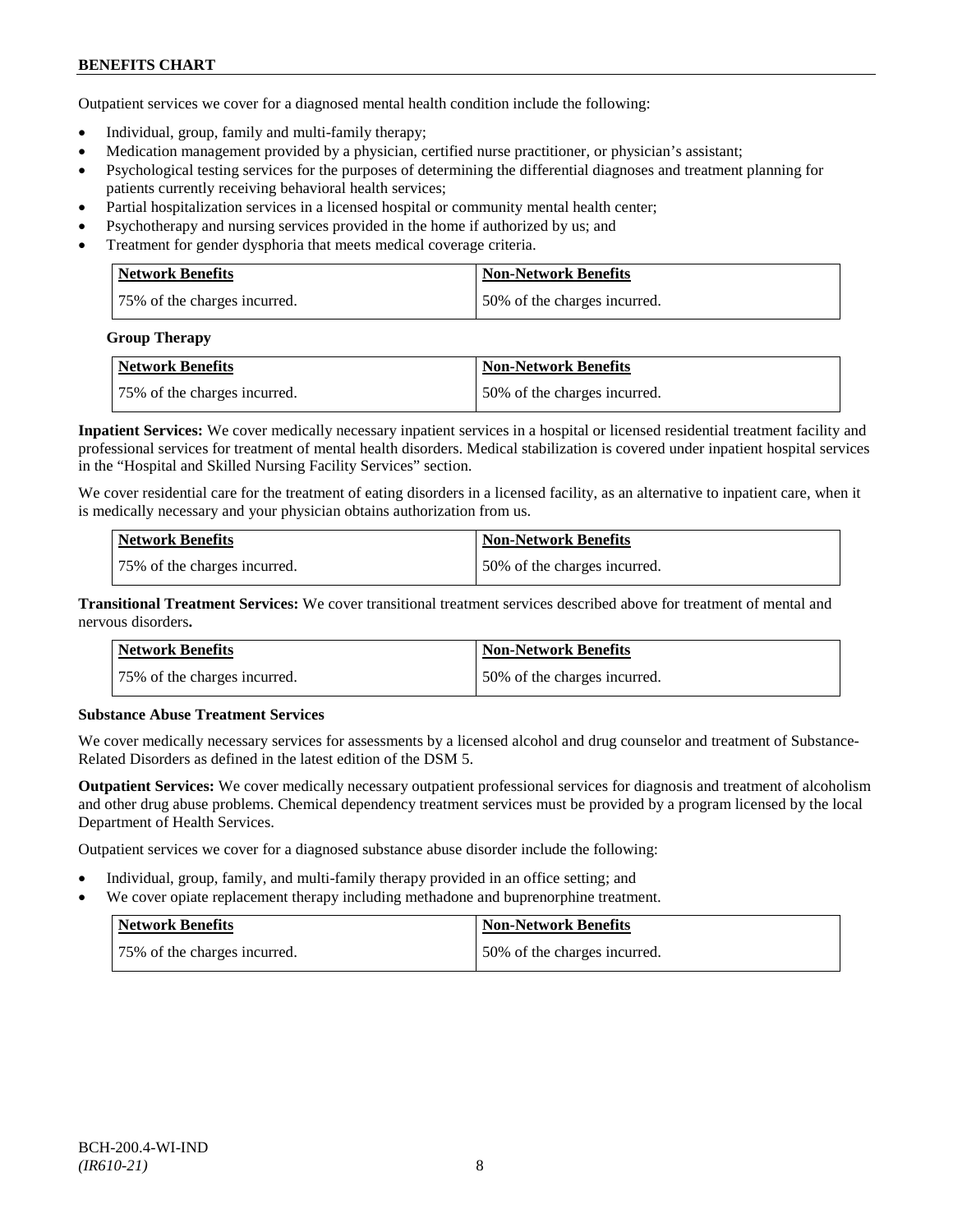Outpatient services we cover for a diagnosed mental health condition include the following:

- Individual, group, family and multi-family therapy;
- Medication management provided by a physician, certified nurse practitioner, or physician's assistant;
- Psychological testing services for the purposes of determining the differential diagnoses and treatment planning for patients currently receiving behavioral health services;
- Partial hospitalization services in a licensed hospital or community mental health center;
- Psychotherapy and nursing services provided in the home if authorized by us; and
- Treatment for gender dysphoria that meets medical coverage criteria.

| Network Benefits | Non-Network Benefits |
|---|---|
| 75% of the charges incurred. | 50% of the charges incurred. |

**Group Therapy**

| Network Benefits | Non-Network Benefits |
|---|---|
| 75% of the charges incurred. | 50% of the charges incurred. |

**Inpatient Services:** We cover medically necessary inpatient services in a hospital or licensed residential treatment facility and professional services for treatment of mental health disorders. Medical stabilization is covered under inpatient hospital services in the "Hospital and Skilled Nursing Facility Services" section.

We cover residential care for the treatment of eating disorders in a licensed facility, as an alternative to inpatient care, when it is medically necessary and your physician obtains authorization from us.

| Network Benefits | Non-Network Benefits |
|---|---|
| 75% of the charges incurred. | 50% of the charges incurred. |

**Transitional Treatment Services:** We cover transitional treatment services described above for treatment of mental and nervous disorders**.**

| Network Benefits | Non-Network Benefits |
|---|---|
| 75% of the charges incurred. | 50% of the charges incurred. |

**Substance Abuse Treatment Services**

We cover medically necessary services for assessments by a licensed alcohol and drug counselor and treatment of Substance-Related Disorders as defined in the latest edition of the DSM 5.

**Outpatient Services:** We cover medically necessary outpatient professional services for diagnosis and treatment of alcoholism and other drug abuse problems. Chemical dependency treatment services must be provided by a program licensed by the local Department of Health Services.

Outpatient services we cover for a diagnosed substance abuse disorder include the following:

- Individual, group, family, and multi-family therapy provided in an office setting; and
- We cover opiate replacement therapy including methadone and buprenorphine treatment.

| Network Benefits | Non-Network Benefits |
|---|---|
| 75% of the charges incurred. | 50% of the charges incurred. |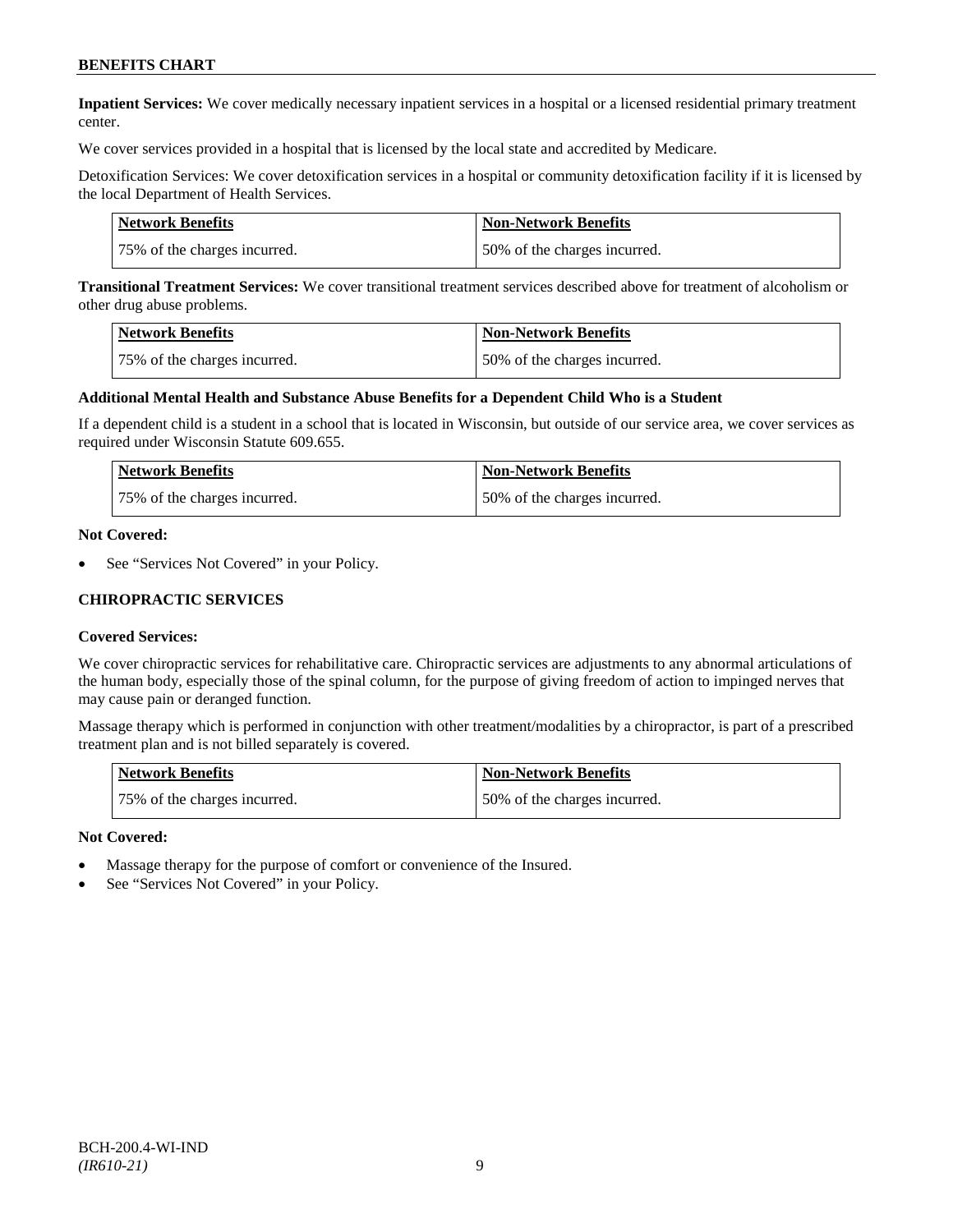**Inpatient Services:** We cover medically necessary inpatient services in a hospital or a licensed residential primary treatment center.

We cover services provided in a hospital that is licensed by the local state and accredited by Medicare.

Detoxification Services: We cover detoxification services in a hospital or community detoxification facility if it is licensed by the local Department of Health Services.

| Network Benefits | Non-Network Benefits |
|---|---|
| 75% of the charges incurred. | 50% of the charges incurred. |

**Transitional Treatment Services:** We cover transitional treatment services described above for treatment of alcoholism or other drug abuse problems.

| Network Benefits | Non-Network Benefits |
|---|---|
| 75% of the charges incurred. | 50% of the charges incurred. |

**Additional Mental Health and Substance Abuse Benefits for a Dependent Child Who is a Student**

If a dependent child is a student in a school that is located in Wisconsin, but outside of our service area, we cover services as required under Wisconsin Statute 609.655.

| Network Benefits | Non-Network Benefits |
|---|---|
| 75% of the charges incurred. | 50% of the charges incurred. |

**Not Covered:**

- See "Services Not Covered" in your Policy.

## CHIROPRACTIC SERVICES

**Covered Services:**

We cover chiropractic services for rehabilitative care. Chiropractic services are adjustments to any abnormal articulations of the human body, especially those of the spinal column, for the purpose of giving freedom of action to impinged nerves that may cause pain or deranged function.

Massage therapy which is performed in conjunction with other treatment/modalities by a chiropractor, is part of a prescribed treatment plan and is not billed separately is covered.

| Network Benefits | Non-Network Benefits |
|---|---|
| 75% of the charges incurred. | 50% of the charges incurred. |

**Not Covered:**

- Massage therapy for the purpose of comfort or convenience of the Insured.
- See "Services Not Covered" in your Policy.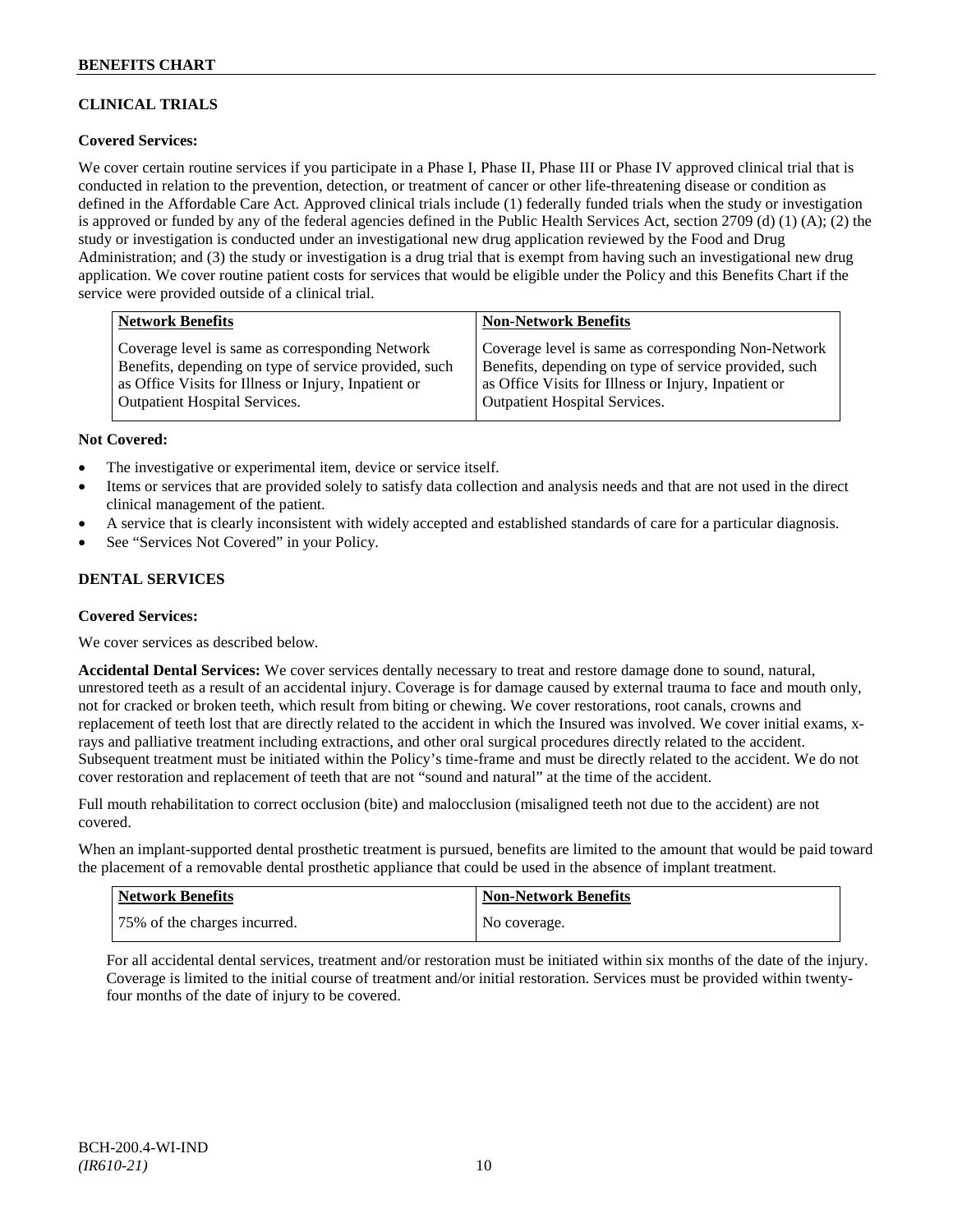## CLINICAL TRIALS

### Covered Services:

We cover certain routine services if you participate in a Phase I, Phase II, Phase III or Phase IV approved clinical trial that is conducted in relation to the prevention, detection, or treatment of cancer or other life-threatening disease or condition as defined in the Affordable Care Act. Approved clinical trials include (1) federally funded trials when the study or investigation is approved or funded by any of the federal agencies defined in the Public Health Services Act, section 2709 (d) (1) (A); (2) the study or investigation is conducted under an investigational new drug application reviewed by the Food and Drug Administration; and (3) the study or investigation is a drug trial that is exempt from having such an investigational new drug application. We cover routine patient costs for services that would be eligible under the Policy and this Benefits Chart if the service were provided outside of a clinical trial.

| Network Benefits | Non-Network Benefits |
| --- | --- |
| Coverage level is same as corresponding Network Benefits, depending on type of service provided, such as Office Visits for Illness or Injury, Inpatient or Outpatient Hospital Services. | Coverage level is same as corresponding Non-Network Benefits, depending on type of service provided, such as Office Visits for Illness or Injury, Inpatient or Outpatient Hospital Services. |

### Not Covered:

- The investigative or experimental item, device or service itself.
- Items or services that are provided solely to satisfy data collection and analysis needs and that are not used in the direct clinical management of the patient.
- A service that is clearly inconsistent with widely accepted and established standards of care for a particular diagnosis.
- See "Services Not Covered" in your Policy.

## DENTAL SERVICES

### Covered Services:

We cover services as described below.

**Accidental Dental Services:** We cover services dentally necessary to treat and restore damage done to sound, natural, unrestored teeth as a result of an accidental injury. Coverage is for damage caused by external trauma to face and mouth only, not for cracked or broken teeth, which result from biting or chewing. We cover restorations, root canals, crowns and replacement of teeth lost that are directly related to the accident in which the Insured was involved. We cover initial exams, x-rays and palliative treatment including extractions, and other oral surgical procedures directly related to the accident. Subsequent treatment must be initiated within the Policy's time-frame and must be directly related to the accident. We do not cover restoration and replacement of teeth that are not "sound and natural" at the time of the accident.

Full mouth rehabilitation to correct occlusion (bite) and malocclusion (misaligned teeth not due to the accident) are not covered.

When an implant-supported dental prosthetic treatment is pursued, benefits are limited to the amount that would be paid toward the placement of a removable dental prosthetic appliance that could be used in the absence of implant treatment.

| Network Benefits | Non-Network Benefits |
| --- | --- |
| 75% of the charges incurred. | No coverage. |

For all accidental dental services, treatment and/or restoration must be initiated within six months of the date of the injury. Coverage is limited to the initial course of treatment and/or initial restoration. Services must be provided within twenty-four months of the date of injury to be covered.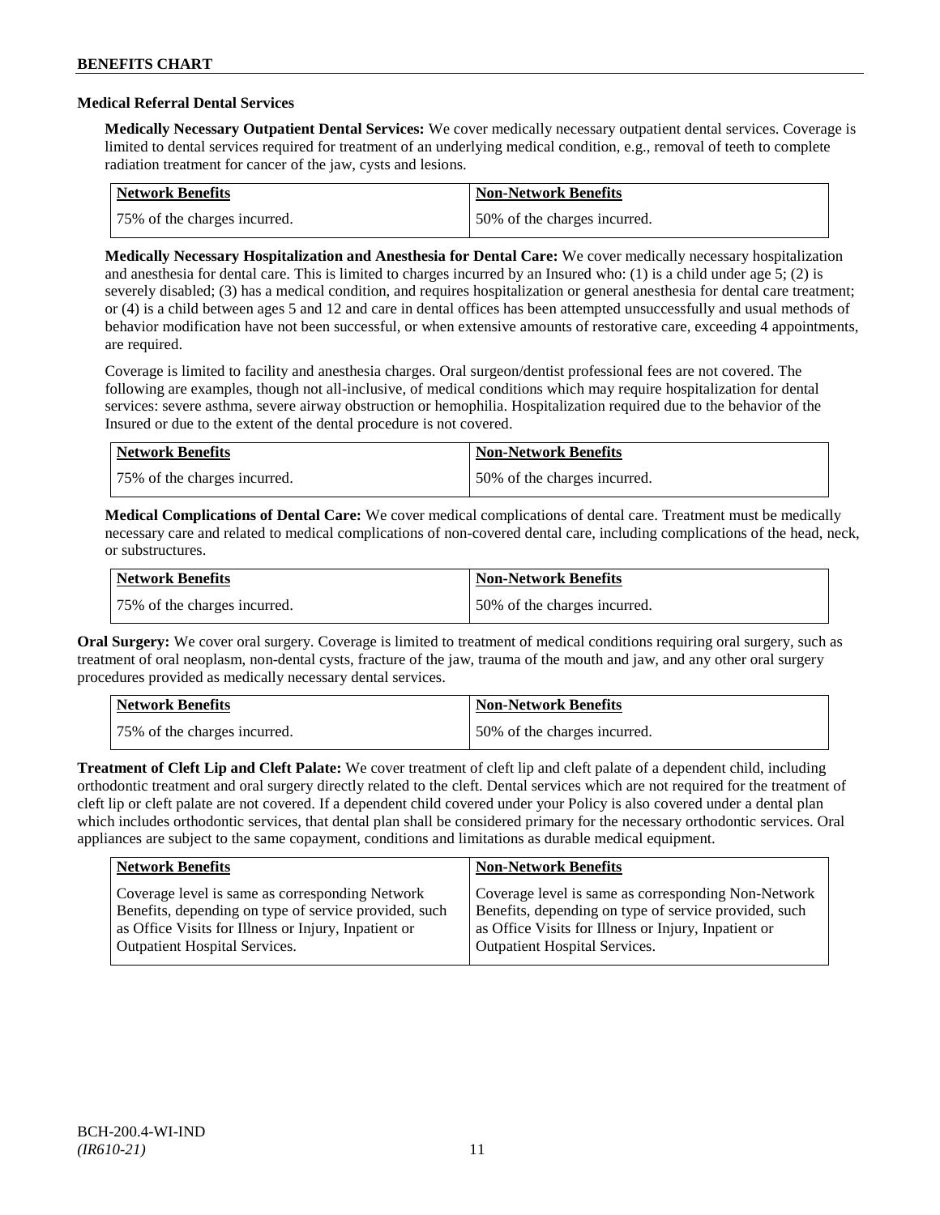### Medical Referral Dental Services

**Medically Necessary Outpatient Dental Services:** We cover medically necessary outpatient dental services. Coverage is limited to dental services required for treatment of an underlying medical condition, e.g., removal of teeth to complete radiation treatment for cancer of the jaw, cysts and lesions.

| Network Benefits | Non-Network Benefits |
|---|---|
| 75% of the charges incurred. | 50% of the charges incurred. |

**Medically Necessary Hospitalization and Anesthesia for Dental Care:** We cover medically necessary hospitalization and anesthesia for dental care. This is limited to charges incurred by an Insured who: (1) is a child under age 5; (2) is severely disabled; (3) has a medical condition, and requires hospitalization or general anesthesia for dental care treatment; or (4) is a child between ages 5 and 12 and care in dental offices has been attempted unsuccessfully and usual methods of behavior modification have not been successful, or when extensive amounts of restorative care, exceeding 4 appointments, are required.

Coverage is limited to facility and anesthesia charges. Oral surgeon/dentist professional fees are not covered. The following are examples, though not all-inclusive, of medical conditions which may require hospitalization for dental services: severe asthma, severe airway obstruction or hemophilia. Hospitalization required due to the behavior of the Insured or due to the extent of the dental procedure is not covered.

| Network Benefits | Non-Network Benefits |
|---|---|
| 75% of the charges incurred. | 50% of the charges incurred. |

**Medical Complications of Dental Care:** We cover medical complications of dental care. Treatment must be medically necessary care and related to medical complications of non-covered dental care, including complications of the head, neck, or substructures.

| Network Benefits | Non-Network Benefits |
|---|---|
| 75% of the charges incurred. | 50% of the charges incurred. |

**Oral Surgery:** We cover oral surgery. Coverage is limited to treatment of medical conditions requiring oral surgery, such as treatment of oral neoplasm, non-dental cysts, fracture of the jaw, trauma of the mouth and jaw, and any other oral surgery procedures provided as medically necessary dental services.

| Network Benefits | Non-Network Benefits |
|---|---|
| 75% of the charges incurred. | 50% of the charges incurred. |

**Treatment of Cleft Lip and Cleft Palate:** We cover treatment of cleft lip and cleft palate of a dependent child, including orthodontic treatment and oral surgery directly related to the cleft. Dental services which are not required for the treatment of cleft lip or cleft palate are not covered. If a dependent child covered under your Policy is also covered under a dental plan which includes orthodontic services, that dental plan shall be considered primary for the necessary orthodontic services. Oral appliances are subject to the same copayment, conditions and limitations as durable medical equipment.

| Network Benefits | Non-Network Benefits |
|---|---|
| Coverage level is same as corresponding Network Benefits, depending on type of service provided, such as Office Visits for Illness or Injury, Inpatient or Outpatient Hospital Services. | Coverage level is same as corresponding Non-Network Benefits, depending on type of service provided, such as Office Visits for Illness or Injury, Inpatient or Outpatient Hospital Services. |

BCH-200.4-WI-IND
*(IR610-21)*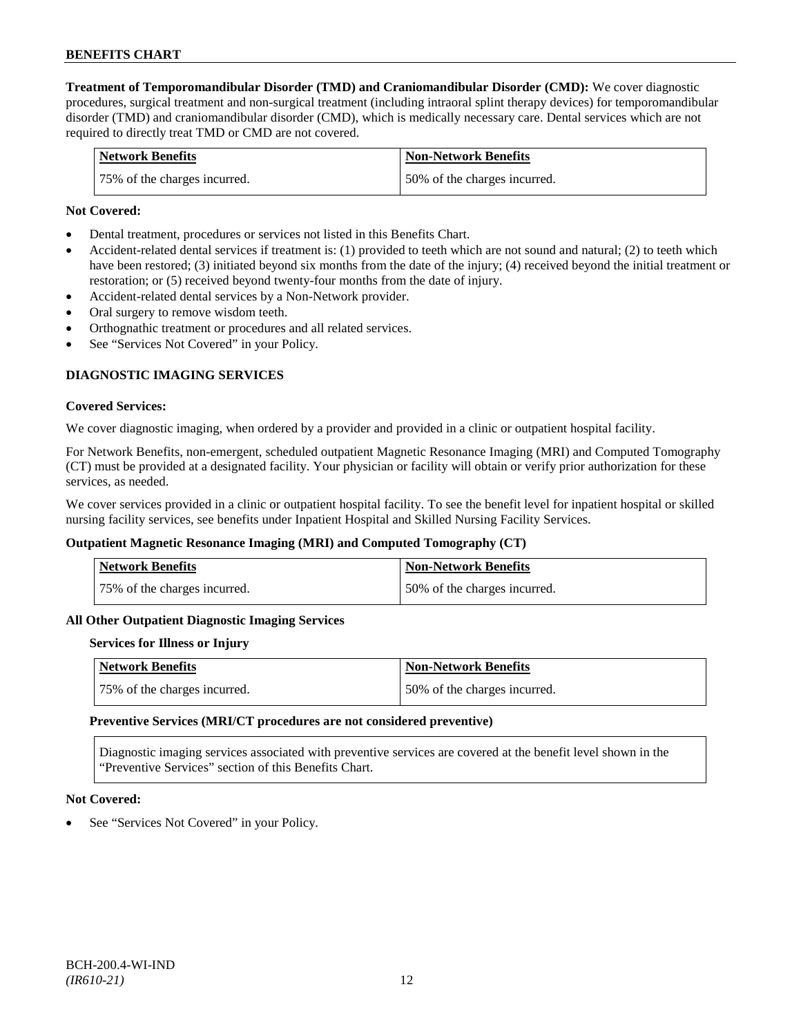**Treatment of Temporomandibular Disorder (TMD) and Craniomandibular Disorder (CMD):** We cover diagnostic procedures, surgical treatment and non-surgical treatment (including intraoral splint therapy devices) for temporomandibular disorder (TMD) and craniomandibular disorder (CMD), which is medically necessary care. Dental services which are not required to directly treat TMD or CMD are not covered.

| Network Benefits | Non-Network Benefits |
|---|---|
| 75% of the charges incurred. | 50% of the charges incurred. |

**Not Covered:**

- Dental treatment, procedures or services not listed in this Benefits Chart.
- Accident-related dental services if treatment is: (1) provided to teeth which are not sound and natural; (2) to teeth which have been restored; (3) initiated beyond six months from the date of the injury; (4) received beyond the initial treatment or restoration; or (5) received beyond twenty-four months from the date of injury.
- Accident-related dental services by a Non-Network provider.
- Oral surgery to remove wisdom teeth.
- Orthognathic treatment or procedures and all related services.
- See "Services Not Covered" in your Policy.

## DIAGNOSTIC IMAGING SERVICES

**Covered Services:**

We cover diagnostic imaging, when ordered by a provider and provided in a clinic or outpatient hospital facility.

For Network Benefits, non-emergent, scheduled outpatient Magnetic Resonance Imaging (MRI) and Computed Tomography (CT) must be provided at a designated facility. Your physician or facility will obtain or verify prior authorization for these services, as needed.

We cover services provided in a clinic or outpatient hospital facility. To see the benefit level for inpatient hospital or skilled nursing facility services, see benefits under Inpatient Hospital and Skilled Nursing Facility Services.

**Outpatient Magnetic Resonance Imaging (MRI) and Computed Tomography (CT)**

| Network Benefits | Non-Network Benefits |
|---|---|
| 75% of the charges incurred. | 50% of the charges incurred. |

**All Other Outpatient Diagnostic Imaging Services**

**Services for Illness or Injury**

| Network Benefits | Non-Network Benefits |
|---|---|
| 75% of the charges incurred. | 50% of the charges incurred. |

**Preventive Services (MRI/CT procedures are not considered preventive)**

Diagnostic imaging services associated with preventive services are covered at the benefit level shown in the "Preventive Services" section of this Benefits Chart.

**Not Covered:**

- See "Services Not Covered" in your Policy.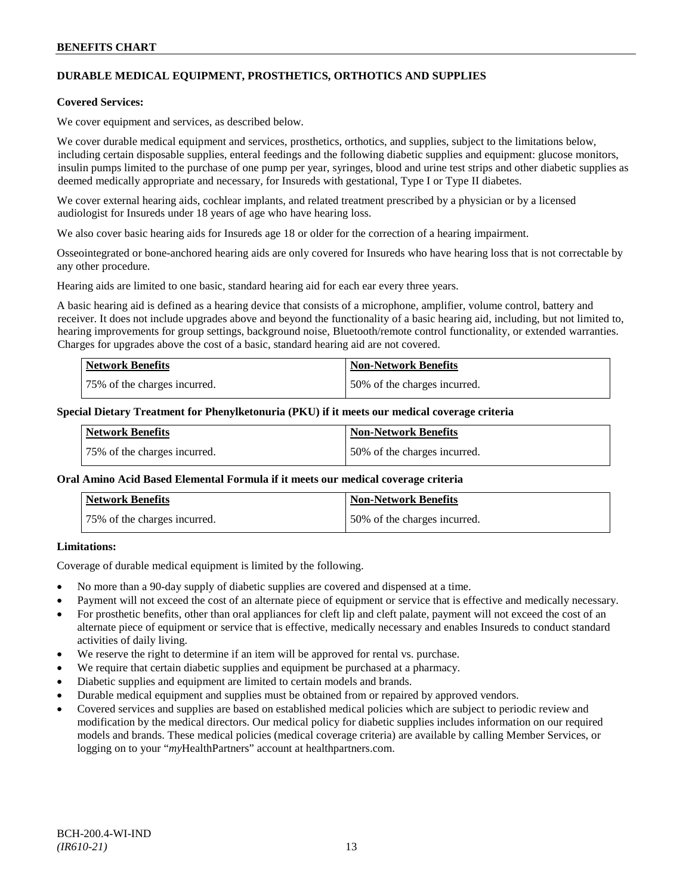## DURABLE MEDICAL EQUIPMENT, PROSTHETICS, ORTHOTICS AND SUPPLIES

**Covered Services:**

We cover equipment and services, as described below.

We cover durable medical equipment and services, prosthetics, orthotics, and supplies, subject to the limitations below, including certain disposable supplies, enteral feedings and the following diabetic supplies and equipment: glucose monitors, insulin pumps limited to the purchase of one pump per year, syringes, blood and urine test strips and other diabetic supplies as deemed medically appropriate and necessary, for Insureds with gestational, Type I or Type II diabetes.

We cover external hearing aids, cochlear implants, and related treatment prescribed by a physician or by a licensed audiologist for Insureds under 18 years of age who have hearing loss.

We also cover basic hearing aids for Insureds age 18 or older for the correction of a hearing impairment.

Osseointegrated or bone-anchored hearing aids are only covered for Insureds who have hearing loss that is not correctable by any other procedure.

Hearing aids are limited to one basic, standard hearing aid for each ear every three years.

A basic hearing aid is defined as a hearing device that consists of a microphone, amplifier, volume control, battery and receiver. It does not include upgrades above and beyond the functionality of a basic hearing aid, including, but not limited to, hearing improvements for group settings, background noise, Bluetooth/remote control functionality, or extended warranties. Charges for upgrades above the cost of a basic, standard hearing aid are not covered.

| Network Benefits | Non-Network Benefits |
|---|---|
| 75% of the charges incurred. | 50% of the charges incurred. |

**Special Dietary Treatment for Phenylketonuria (PKU) if it meets our medical coverage criteria**

| Network Benefits | Non-Network Benefits |
|---|---|
| 75% of the charges incurred. | 50% of the charges incurred. |

**Oral Amino Acid Based Elemental Formula if it meets our medical coverage criteria**

| Network Benefits | Non-Network Benefits |
|---|---|
| 75% of the charges incurred. | 50% of the charges incurred. |

**Limitations:**

Coverage of durable medical equipment is limited by the following.

- No more than a 90-day supply of diabetic supplies are covered and dispensed at a time.
- Payment will not exceed the cost of an alternate piece of equipment or service that is effective and medically necessary.
- For prosthetic benefits, other than oral appliances for cleft lip and cleft palate, payment will not exceed the cost of an alternate piece of equipment or service that is effective, medically necessary and enables Insureds to conduct standard activities of daily living.
- We reserve the right to determine if an item will be approved for rental vs. purchase.
- We require that certain diabetic supplies and equipment be purchased at a pharmacy.
- Diabetic supplies and equipment are limited to certain models and brands.
- Durable medical equipment and supplies must be obtained from or repaired by approved vendors.
- Covered services and supplies are based on established medical policies which are subject to periodic review and modification by the medical directors. Our medical policy for diabetic supplies includes information on our required models and brands. These medical policies (medical coverage criteria) are available by calling Member Services, or logging on to your "*my*HealthPartners" account at healthpartners.com.

BCH-200.4-WI-IND
*(IR610-21)*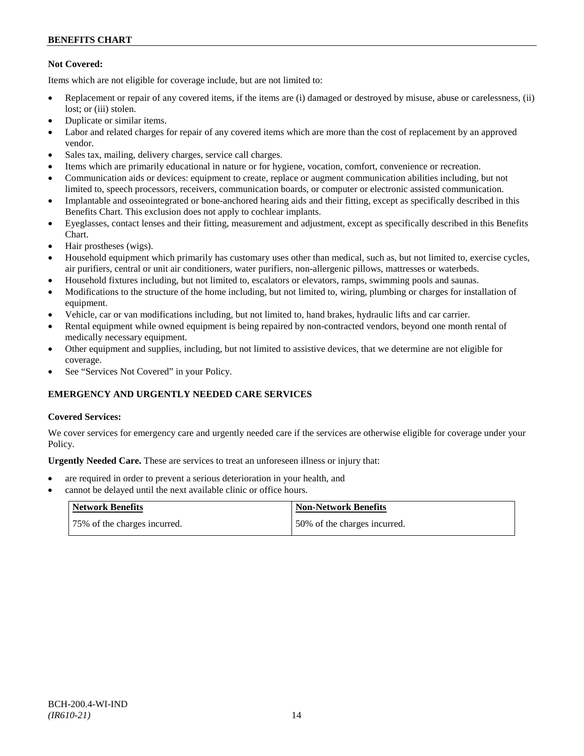**Not Covered:**

Items which are not eligible for coverage include, but are not limited to:

- Replacement or repair of any covered items, if the items are (i) damaged or destroyed by misuse, abuse or carelessness, (ii) lost; or (iii) stolen.
- Duplicate or similar items.
- Labor and related charges for repair of any covered items which are more than the cost of replacement by an approved vendor.
- Sales tax, mailing, delivery charges, service call charges.
- Items which are primarily educational in nature or for hygiene, vocation, comfort, convenience or recreation.
- Communication aids or devices: equipment to create, replace or augment communication abilities including, but not limited to, speech processors, receivers, communication boards, or computer or electronic assisted communication.
- Implantable and osseointegrated or bone-anchored hearing aids and their fitting, except as specifically described in this Benefits Chart. This exclusion does not apply to cochlear implants.
- Eyeglasses, contact lenses and their fitting, measurement and adjustment, except as specifically described in this Benefits Chart.
- Hair prostheses (wigs).
- Household equipment which primarily has customary uses other than medical, such as, but not limited to, exercise cycles, air purifiers, central or unit air conditioners, water purifiers, non-allergenic pillows, mattresses or waterbeds.
- Household fixtures including, but not limited to, escalators or elevators, ramps, swimming pools and saunas.
- Modifications to the structure of the home including, but not limited to, wiring, plumbing or charges for installation of equipment.
- Vehicle, car or van modifications including, but not limited to, hand brakes, hydraulic lifts and car carrier.
- Rental equipment while owned equipment is being repaired by non-contracted vendors, beyond one month rental of medically necessary equipment.
- Other equipment and supplies, including, but not limited to assistive devices, that we determine are not eligible for coverage.
- See "Services Not Covered" in your Policy.

## EMERGENCY AND URGENTLY NEEDED CARE SERVICES

**Covered Services:**

We cover services for emergency care and urgently needed care if the services are otherwise eligible for coverage under your Policy.

**Urgently Needed Care.** These are services to treat an unforeseen illness or injury that:

- are required in order to prevent a serious deterioration in your health, and
- cannot be delayed until the next available clinic or office hours.

| Network Benefits | Non-Network Benefits |
|---|---|
| 75% of the charges incurred. | 50% of the charges incurred. |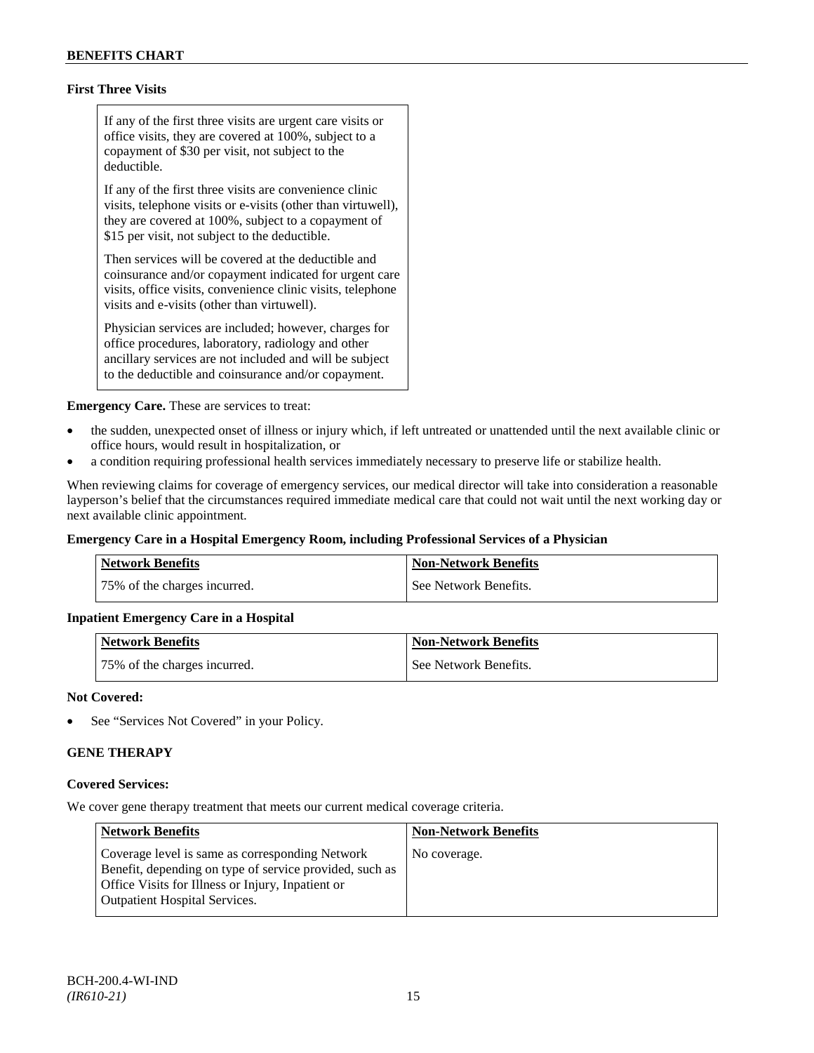**First Three Visits**

| |
|---|
| If any of the first three visits are urgent care visits or office visits, they are covered at 100%, subject to a copayment of $30 per visit, not subject to the deductible.<br><br>If any of the first three visits are convenience clinic visits, telephone visits or e-visits (other than virtuwell), they are covered at 100%, subject to a copayment of $15 per visit, not subject to the deductible.<br><br>Then services will be covered at the deductible and coinsurance and/or copayment indicated for urgent care visits, office visits, convenience clinic visits, telephone visits and e-visits (other than virtuwell).<br><br>Physician services are included; however, charges for office procedures, laboratory, radiology and other ancillary services are not included and will be subject to the deductible and coinsurance and/or copayment. |

**Emergency Care.** These are services to treat:

- the sudden, unexpected onset of illness or injury which, if left untreated or unattended until the next available clinic or office hours, would result in hospitalization, or
- a condition requiring professional health services immediately necessary to preserve life or stabilize health.

When reviewing claims for coverage of emergency services, our medical director will take into consideration a reasonable layperson's belief that the circumstances required immediate medical care that could not wait until the next working day or next available clinic appointment.

**Emergency Care in a Hospital Emergency Room, including Professional Services of a Physician**

| Network Benefits | Non-Network Benefits |
|---|---|
| 75% of the charges incurred. | See Network Benefits. |

**Inpatient Emergency Care in a Hospital**

| Network Benefits | Non-Network Benefits |
|---|---|
| 75% of the charges incurred. | See Network Benefits. |

**Not Covered:**

- See "Services Not Covered" in your Policy.

**GENE THERAPY**

**Covered Services:**

We cover gene therapy treatment that meets our current medical coverage criteria.

| Network Benefits | Non-Network Benefits |
|---|---|
| Coverage level is same as corresponding Network Benefit, depending on type of service provided, such as Office Visits for Illness or Injury, Inpatient or Outpatient Hospital Services. | No coverage. |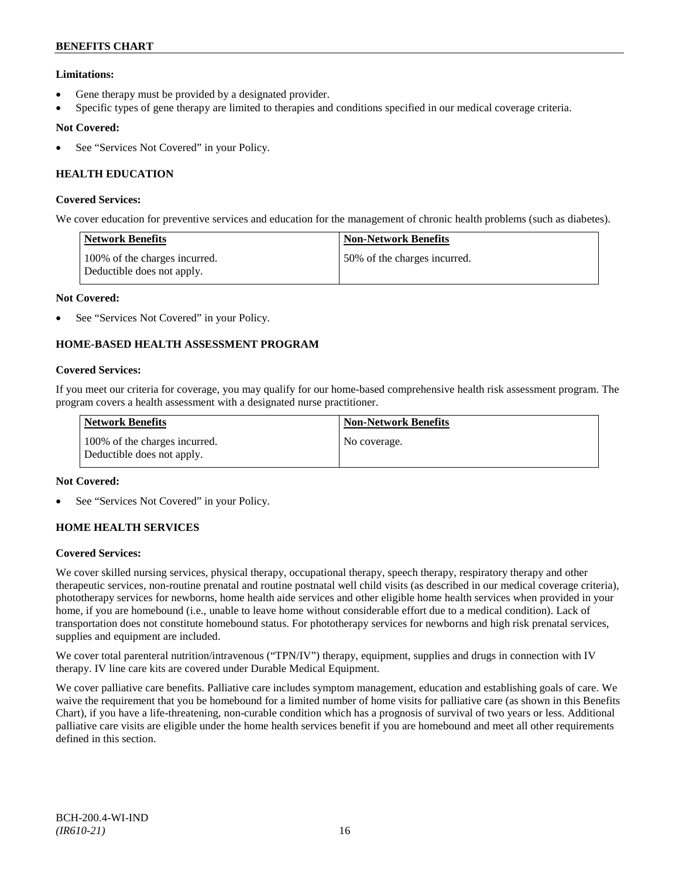**Limitations:**

- Gene therapy must be provided by a designated provider.
- Specific types of gene therapy are limited to therapies and conditions specified in our medical coverage criteria.

**Not Covered:**

- See "Services Not Covered" in your Policy.

### HEALTH EDUCATION

**Covered Services:**

We cover education for preventive services and education for the management of chronic health problems (such as diabetes).

| Network Benefits | Non-Network Benefits |
|---|---|
| 100% of the charges incurred. Deductible does not apply. | 50% of the charges incurred. |

**Not Covered:**

- See "Services Not Covered" in your Policy.

### HOME-BASED HEALTH ASSESSMENT PROGRAM

**Covered Services:**

If you meet our criteria for coverage, you may qualify for our home-based comprehensive health risk assessment program. The program covers a health assessment with a designated nurse practitioner.

| Network Benefits | Non-Network Benefits |
|---|---|
| 100% of the charges incurred. Deductible does not apply. | No coverage. |

**Not Covered:**

- See "Services Not Covered" in your Policy.

### HOME HEALTH SERVICES

**Covered Services:**

We cover skilled nursing services, physical therapy, occupational therapy, speech therapy, respiratory therapy and other therapeutic services, non-routine prenatal and routine postnatal well child visits (as described in our medical coverage criteria), phototherapy services for newborns, home health aide services and other eligible home health services when provided in your home, if you are homebound (i.e., unable to leave home without considerable effort due to a medical condition). Lack of transportation does not constitute homebound status. For phototherapy services for newborns and high risk prenatal services, supplies and equipment are included.

We cover total parenteral nutrition/intravenous ("TPN/IV") therapy, equipment, supplies and drugs in connection with IV therapy. IV line care kits are covered under Durable Medical Equipment.

We cover palliative care benefits. Palliative care includes symptom management, education and establishing goals of care. We waive the requirement that you be homebound for a limited number of home visits for palliative care (as shown in this Benefits Chart), if you have a life-threatening, non-curable condition which has a prognosis of survival of two years or less. Additional palliative care visits are eligible under the home health services benefit if you are homebound and meet all other requirements defined in this section.

BCH-200.4-WI-IND
*(IR610-21)*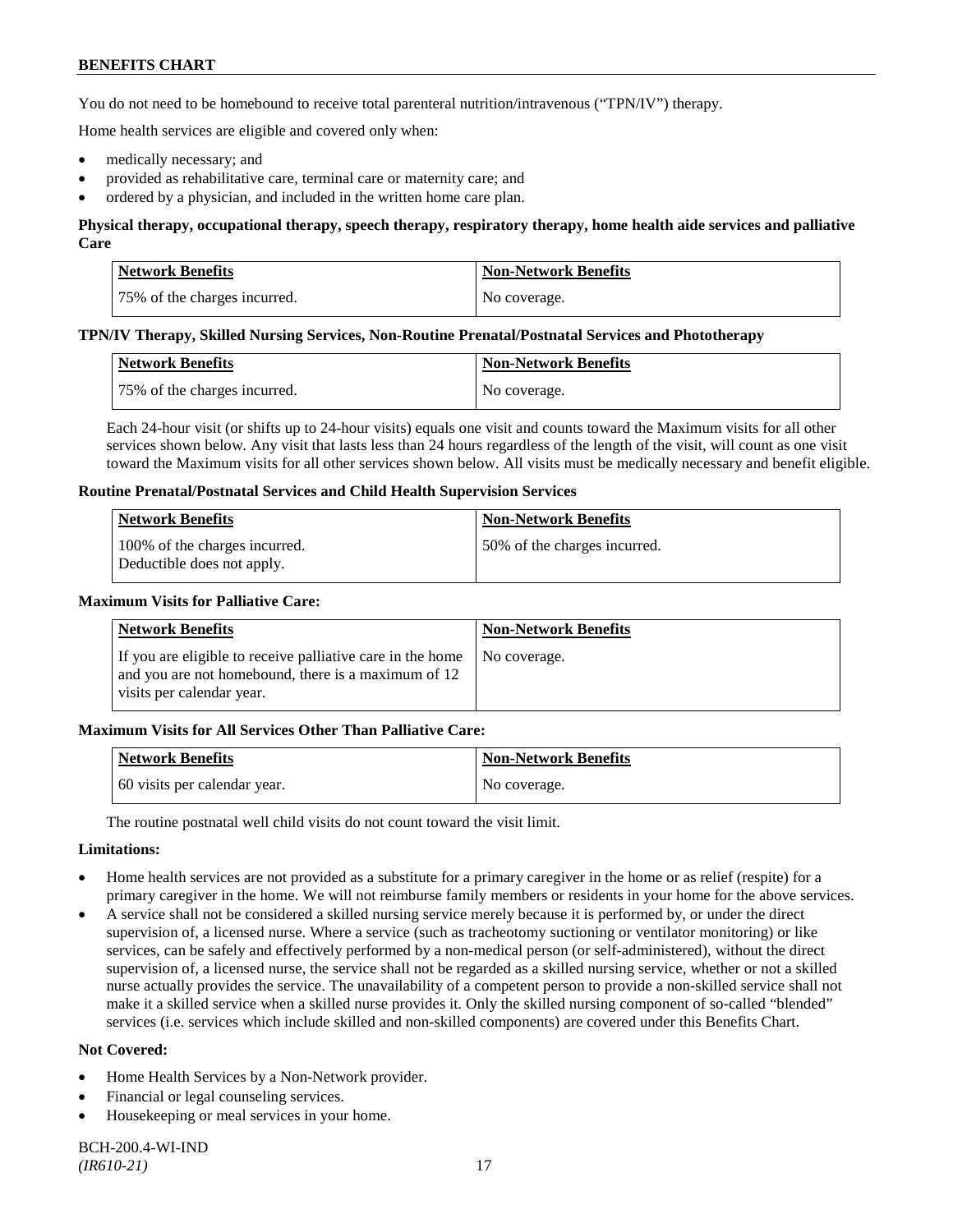You do not need to be homebound to receive total parenteral nutrition/intravenous ("TPN/IV") therapy.

Home health services are eligible and covered only when:

- medically necessary; and
- provided as rehabilitative care, terminal care or maternity care; and
- ordered by a physician, and included in the written home care plan.

**Physical therapy, occupational therapy, speech therapy, respiratory therapy, home health aide services and palliative Care**

| Network Benefits | Non-Network Benefits |
|---|---|
| 75% of the charges incurred. | No coverage. |

**TPN/IV Therapy, Skilled Nursing Services, Non-Routine Prenatal/Postnatal Services and Phototherapy**

| Network Benefits | Non-Network Benefits |
|---|---|
| 75% of the charges incurred. | No coverage. |

Each 24-hour visit (or shifts up to 24-hour visits) equals one visit and counts toward the Maximum visits for all other services shown below. Any visit that lasts less than 24 hours regardless of the length of the visit, will count as one visit toward the Maximum visits for all other services shown below. All visits must be medically necessary and benefit eligible.

**Routine Prenatal/Postnatal Services and Child Health Supervision Services**

| Network Benefits | Non-Network Benefits |
|---|---|
| 100% of the charges incurred. Deductible does not apply. | 50% of the charges incurred. |

**Maximum Visits for Palliative Care:**

| Network Benefits | Non-Network Benefits |
|---|---|
| If you are eligible to receive palliative care in the home and you are not homebound, there is a maximum of 12 visits per calendar year. | No coverage. |

**Maximum Visits for All Services Other Than Palliative Care:**

| Network Benefits | Non-Network Benefits |
|---|---|
| 60 visits per calendar year. | No coverage. |

The routine postnatal well child visits do not count toward the visit limit.

**Limitations:**

- Home health services are not provided as a substitute for a primary caregiver in the home or as relief (respite) for a primary caregiver in the home. We will not reimburse family members or residents in your home for the above services.
- A service shall not be considered a skilled nursing service merely because it is performed by, or under the direct supervision of, a licensed nurse. Where a service (such as tracheotomy suctioning or ventilator monitoring) or like services, can be safely and effectively performed by a non-medical person (or self-administered), without the direct supervision of, a licensed nurse, the service shall not be regarded as a skilled nursing service, whether or not a skilled nurse actually provides the service. The unavailability of a competent person to provide a non-skilled service shall not make it a skilled service when a skilled nurse provides it. Only the skilled nursing component of so-called "blended" services (i.e. services which include skilled and non-skilled components) are covered under this Benefits Chart.

**Not Covered:**

- Home Health Services by a Non-Network provider.
- Financial or legal counseling services.
- Housekeeping or meal services in your home.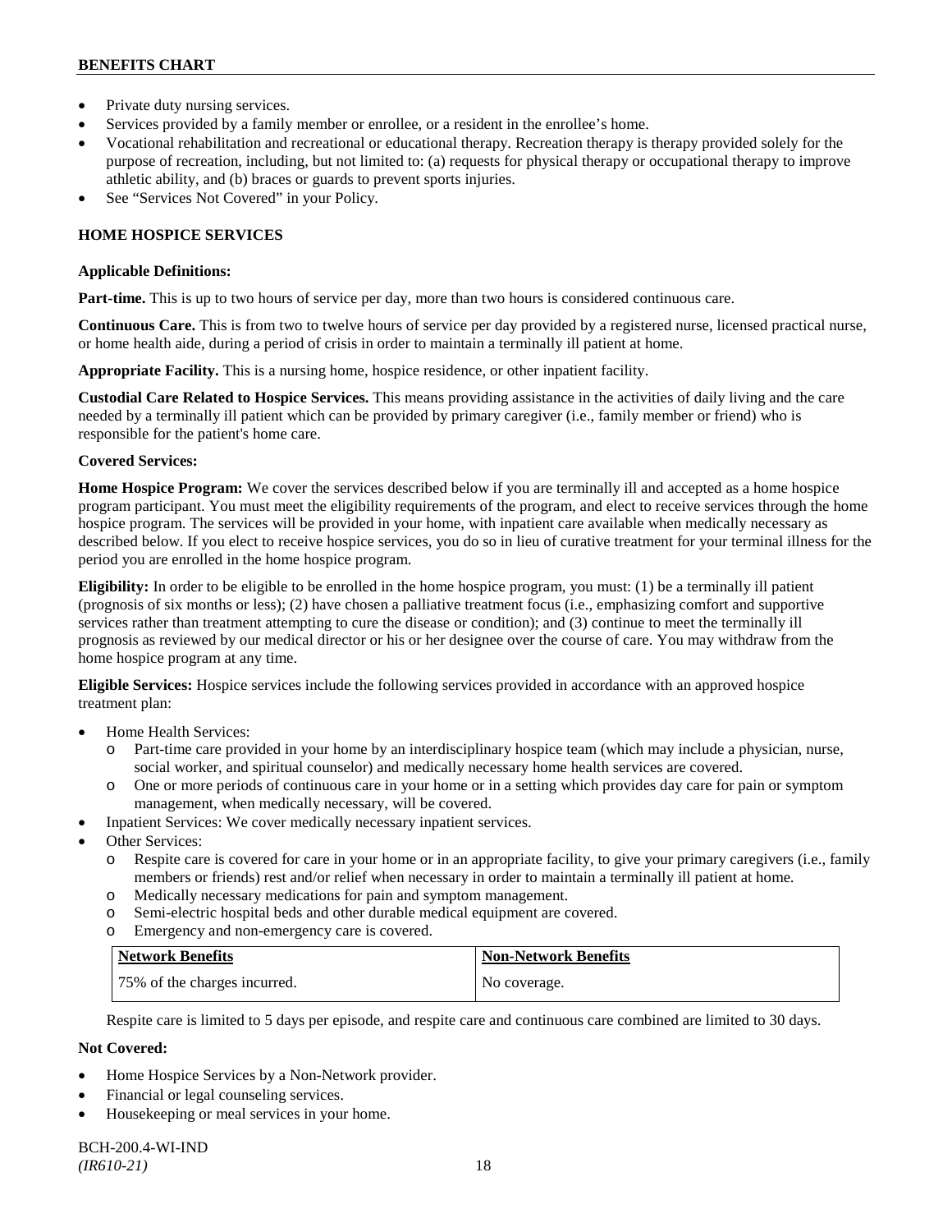- Private duty nursing services.
- Services provided by a family member or enrollee, or a resident in the enrollee's home.
- Vocational rehabilitation and recreational or educational therapy. Recreation therapy is therapy provided solely for the purpose of recreation, including, but not limited to: (a) requests for physical therapy or occupational therapy to improve athletic ability, and (b) braces or guards to prevent sports injuries.
- See "Services Not Covered" in your Policy.

## HOME HOSPICE SERVICES

**Applicable Definitions:**

**Part-time.** This is up to two hours of service per day, more than two hours is considered continuous care.

**Continuous Care.** This is from two to twelve hours of service per day provided by a registered nurse, licensed practical nurse, or home health aide, during a period of crisis in order to maintain a terminally ill patient at home.

**Appropriate Facility.** This is a nursing home, hospice residence, or other inpatient facility.

**Custodial Care Related to Hospice Services.** This means providing assistance in the activities of daily living and the care needed by a terminally ill patient which can be provided by primary caregiver (i.e., family member or friend) who is responsible for the patient's home care.

**Covered Services:**

**Home Hospice Program:** We cover the services described below if you are terminally ill and accepted as a home hospice program participant. You must meet the eligibility requirements of the program, and elect to receive services through the home hospice program. The services will be provided in your home, with inpatient care available when medically necessary as described below. If you elect to receive hospice services, you do so in lieu of curative treatment for your terminal illness for the period you are enrolled in the home hospice program.

**Eligibility:** In order to be eligible to be enrolled in the home hospice program, you must: (1) be a terminally ill patient (prognosis of six months or less); (2) have chosen a palliative treatment focus (i.e., emphasizing comfort and supportive services rather than treatment attempting to cure the disease or condition); and (3) continue to meet the terminally ill prognosis as reviewed by our medical director or his or her designee over the course of care. You may withdraw from the home hospice program at any time.

**Eligible Services:** Hospice services include the following services provided in accordance with an approved hospice treatment plan:

- Home Health Services:
  - Part-time care provided in your home by an interdisciplinary hospice team (which may include a physician, nurse, social worker, and spiritual counselor) and medically necessary home health services are covered.
  - One or more periods of continuous care in your home or in a setting which provides day care for pain or symptom management, when medically necessary, will be covered.
- Inpatient Services: We cover medically necessary inpatient services.
- Other Services:
  - Respite care is covered for care in your home or in an appropriate facility, to give your primary caregivers (i.e., family members or friends) rest and/or relief when necessary in order to maintain a terminally ill patient at home.
  - Medically necessary medications for pain and symptom management.
  - Semi-electric hospital beds and other durable medical equipment are covered.
  - Emergency and non-emergency care is covered.

| Network Benefits | Non-Network Benefits |
|---|---|
| 75% of the charges incurred. | No coverage. |

Respite care is limited to 5 days per episode, and respite care and continuous care combined are limited to 30 days.

**Not Covered:**

- Home Hospice Services by a Non-Network provider.
- Financial or legal counseling services.
- Housekeeping or meal services in your home.

BCH-200.4-WI-IND
*(IR610-21)*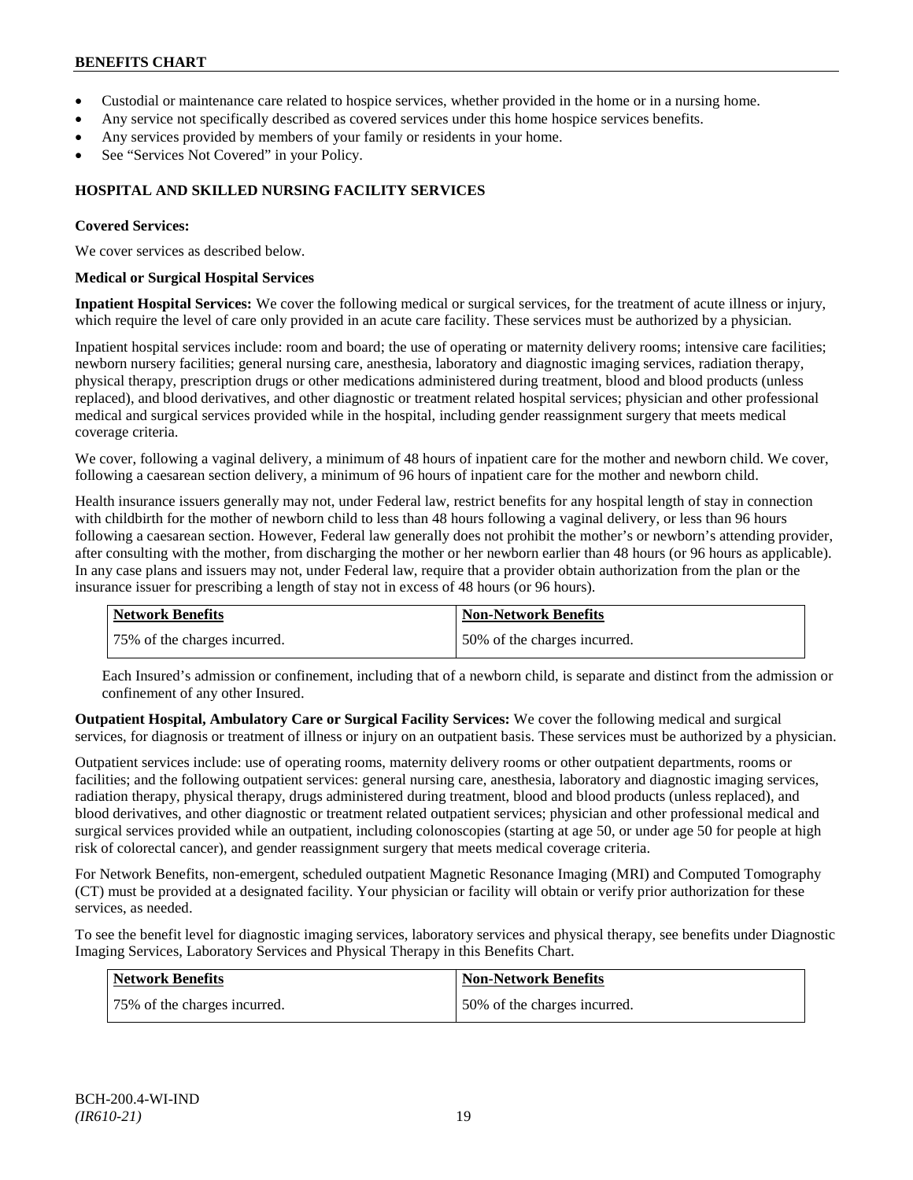- Custodial or maintenance care related to hospice services, whether provided in the home or in a nursing home.
- Any service not specifically described as covered services under this home hospice services benefits.
- Any services provided by members of your family or residents in your home.
- See "Services Not Covered" in your Policy.

## HOSPITAL AND SKILLED NURSING FACILITY SERVICES

**Covered Services:**

We cover services as described below.

**Medical or Surgical Hospital Services**

**Inpatient Hospital Services:** We cover the following medical or surgical services, for the treatment of acute illness or injury, which require the level of care only provided in an acute care facility. These services must be authorized by a physician.

Inpatient hospital services include: room and board; the use of operating or maternity delivery rooms; intensive care facilities; newborn nursery facilities; general nursing care, anesthesia, laboratory and diagnostic imaging services, radiation therapy, physical therapy, prescription drugs or other medications administered during treatment, blood and blood products (unless replaced), and blood derivatives, and other diagnostic or treatment related hospital services; physician and other professional medical and surgical services provided while in the hospital, including gender reassignment surgery that meets medical coverage criteria.

We cover, following a vaginal delivery, a minimum of 48 hours of inpatient care for the mother and newborn child. We cover, following a caesarean section delivery, a minimum of 96 hours of inpatient care for the mother and newborn child.

Health insurance issuers generally may not, under Federal law, restrict benefits for any hospital length of stay in connection with childbirth for the mother of newborn child to less than 48 hours following a vaginal delivery, or less than 96 hours following a caesarean section. However, Federal law generally does not prohibit the mother's or newborn's attending provider, after consulting with the mother, from discharging the mother or her newborn earlier than 48 hours (or 96 hours as applicable). In any case plans and issuers may not, under Federal law, require that a provider obtain authorization from the plan or the insurance issuer for prescribing a length of stay not in excess of 48 hours (or 96 hours).

| Network Benefits | Non-Network Benefits |
|---|---|
| 75% of the charges incurred. | 50% of the charges incurred. |

Each Insured's admission or confinement, including that of a newborn child, is separate and distinct from the admission or confinement of any other Insured.

**Outpatient Hospital, Ambulatory Care or Surgical Facility Services:** We cover the following medical and surgical services, for diagnosis or treatment of illness or injury on an outpatient basis. These services must be authorized by a physician.

Outpatient services include: use of operating rooms, maternity delivery rooms or other outpatient departments, rooms or facilities; and the following outpatient services: general nursing care, anesthesia, laboratory and diagnostic imaging services, radiation therapy, physical therapy, drugs administered during treatment, blood and blood products (unless replaced), and blood derivatives, and other diagnostic or treatment related outpatient services; physician and other professional medical and surgical services provided while an outpatient, including colonoscopies (starting at age 50, or under age 50 for people at high risk of colorectal cancer), and gender reassignment surgery that meets medical coverage criteria.

For Network Benefits, non-emergent, scheduled outpatient Magnetic Resonance Imaging (MRI) and Computed Tomography (CT) must be provided at a designated facility. Your physician or facility will obtain or verify prior authorization for these services, as needed.

To see the benefit level for diagnostic imaging services, laboratory services and physical therapy, see benefits under Diagnostic Imaging Services, Laboratory Services and Physical Therapy in this Benefits Chart.

| Network Benefits | Non-Network Benefits |
|---|---|
| 75% of the charges incurred. | 50% of the charges incurred. |

BCH-200.4-WI-IND
*(IR610-21)*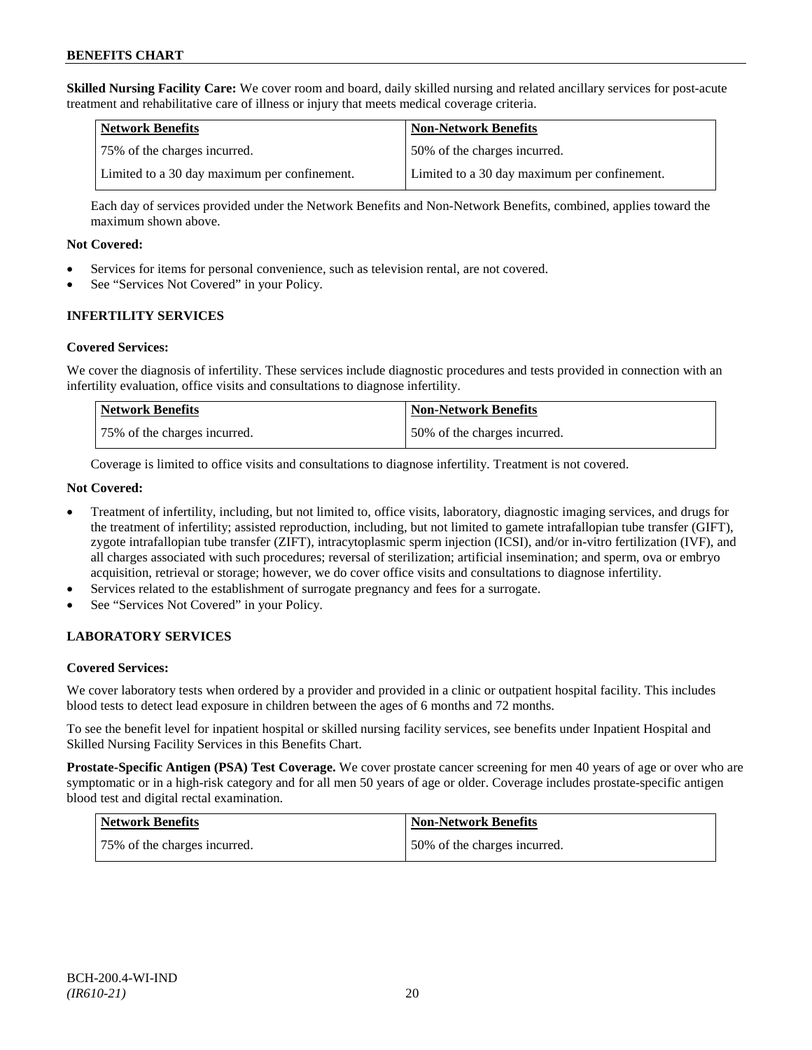**Skilled Nursing Facility Care:** We cover room and board, daily skilled nursing and related ancillary services for post-acute treatment and rehabilitative care of illness or injury that meets medical coverage criteria.

| Network Benefits | Non-Network Benefits |
|---|---|
| 75% of the charges incurred. | 50% of the charges incurred. |
| Limited to a 30 day maximum per confinement. | Limited to a 30 day maximum per confinement. |

Each day of services provided under the Network Benefits and Non-Network Benefits, combined, applies toward the maximum shown above.

**Not Covered:**

- Services for items for personal convenience, such as television rental, are not covered.
- See "Services Not Covered" in your Policy.

## INFERTILITY SERVICES

**Covered Services:**

We cover the diagnosis of infertility. These services include diagnostic procedures and tests provided in connection with an infertility evaluation, office visits and consultations to diagnose infertility.

| Network Benefits | Non-Network Benefits |
|---|---|
| 75% of the charges incurred. | 50% of the charges incurred. |

Coverage is limited to office visits and consultations to diagnose infertility. Treatment is not covered.

**Not Covered:**

- Treatment of infertility, including, but not limited to, office visits, laboratory, diagnostic imaging services, and drugs for the treatment of infertility; assisted reproduction, including, but not limited to gamete intrafallopian tube transfer (GIFT), zygote intrafallopian tube transfer (ZIFT), intracytoplasmic sperm injection (ICSI), and/or in-vitro fertilization (IVF), and all charges associated with such procedures; reversal of sterilization; artificial insemination; and sperm, ova or embryo acquisition, retrieval or storage; however, we do cover office visits and consultations to diagnose infertility.
- Services related to the establishment of surrogate pregnancy and fees for a surrogate.
- See "Services Not Covered" in your Policy.

## LABORATORY SERVICES

**Covered Services:**

We cover laboratory tests when ordered by a provider and provided in a clinic or outpatient hospital facility. This includes blood tests to detect lead exposure in children between the ages of 6 months and 72 months.

To see the benefit level for inpatient hospital or skilled nursing facility services, see benefits under Inpatient Hospital and Skilled Nursing Facility Services in this Benefits Chart.

**Prostate-Specific Antigen (PSA) Test Coverage.** We cover prostate cancer screening for men 40 years of age or over who are symptomatic or in a high-risk category and for all men 50 years of age or older. Coverage includes prostate-specific antigen blood test and digital rectal examination.

| Network Benefits | Non-Network Benefits |
|---|---|
| 75% of the charges incurred. | 50% of the charges incurred. |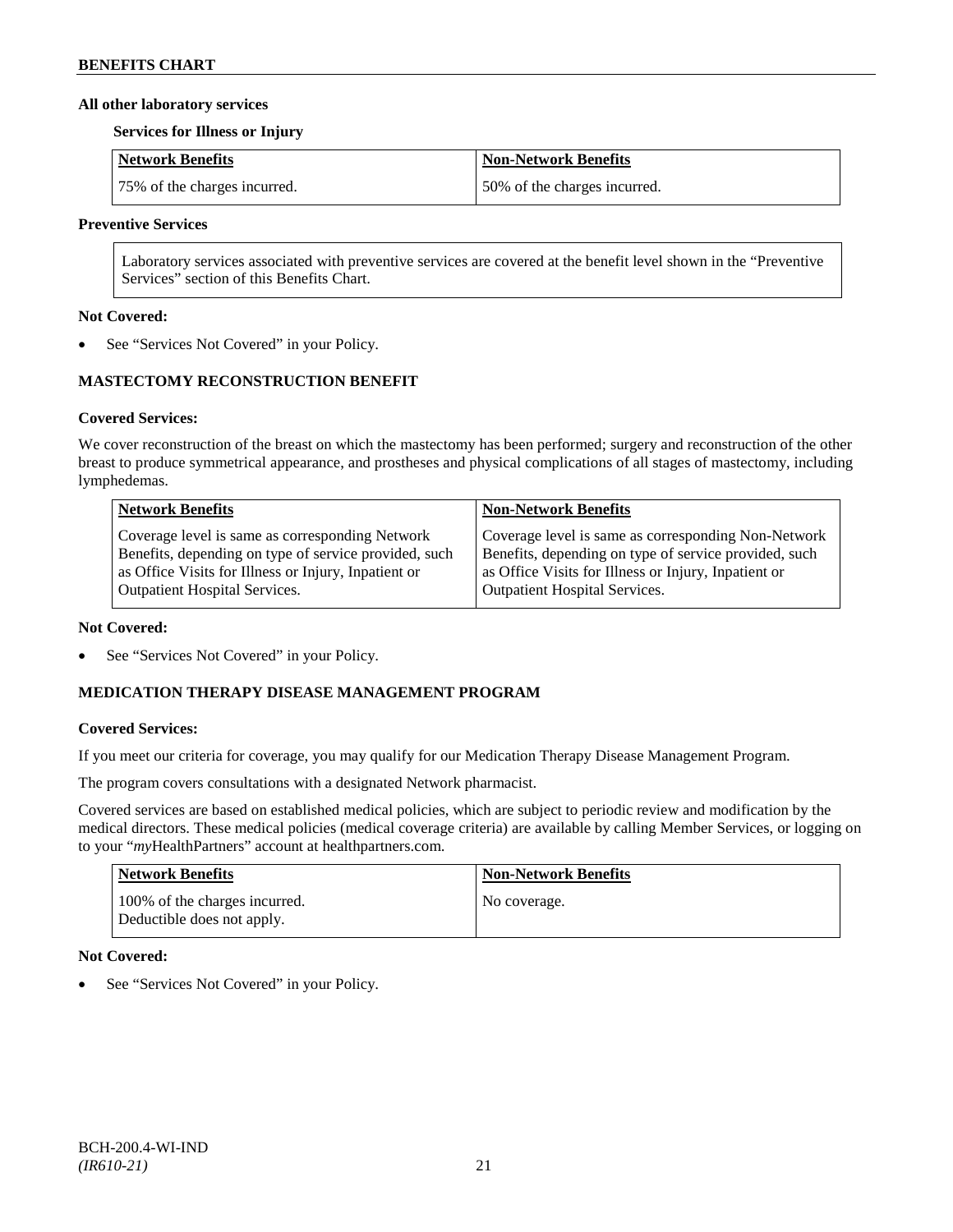**All other laboratory services**

**Services for Illness or Injury**

| Network Benefits | Non-Network Benefits |
|---|---|
| 75% of the charges incurred. | 50% of the charges incurred. |

**Preventive Services**

| Laboratory services associated with preventive services are covered at the benefit level shown in the "Preventive Services" section of this Benefits Chart. |
|---|

**Not Covered:**

- See "Services Not Covered" in your Policy.

## MASTECTOMY RECONSTRUCTION BENEFIT

**Covered Services:**

We cover reconstruction of the breast on which the mastectomy has been performed; surgery and reconstruction of the other breast to produce symmetrical appearance, and prostheses and physical complications of all stages of mastectomy, including lymphedemas.

| Network Benefits | Non-Network Benefits |
|---|---|
| Coverage level is same as corresponding Network Benefits, depending on type of service provided, such as Office Visits for Illness or Injury, Inpatient or Outpatient Hospital Services. | Coverage level is same as corresponding Non-Network Benefits, depending on type of service provided, such as Office Visits for Illness or Injury, Inpatient or Outpatient Hospital Services. |

**Not Covered:**

- See "Services Not Covered" in your Policy.

## MEDICATION THERAPY DISEASE MANAGEMENT PROGRAM

**Covered Services:**

If you meet our criteria for coverage, you may qualify for our Medication Therapy Disease Management Program.

The program covers consultations with a designated Network pharmacist.

Covered services are based on established medical policies, which are subject to periodic review and modification by the medical directors. These medical policies (medical coverage criteria) are available by calling Member Services, or logging on to your "*my*HealthPartners" account at healthpartners.com.

| Network Benefits | Non-Network Benefits |
|---|---|
| 100% of the charges incurred. Deductible does not apply. | No coverage. |

**Not Covered:**

- See "Services Not Covered" in your Policy.

BCH-200.4-WI-IND
*(IR610-21)*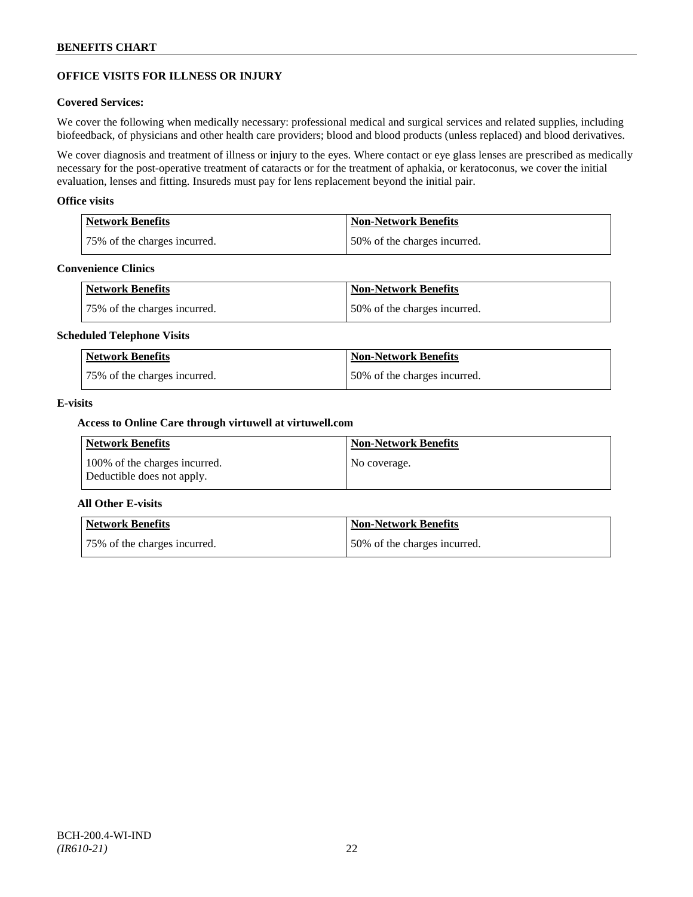## OFFICE VISITS FOR ILLNESS OR INJURY

### Covered Services:

We cover the following when medically necessary: professional medical and surgical services and related supplies, including biofeedback, of physicians and other health care providers; blood and blood products (unless replaced) and blood derivatives.

We cover diagnosis and treatment of illness or injury to the eyes. Where contact or eye glass lenses are prescribed as medically necessary for the post-operative treatment of cataracts or for the treatment of aphakia, or keratoconus, we cover the initial evaluation, lenses and fitting. Insureds must pay for lens replacement beyond the initial pair.

#### Office visits

| Network Benefits | Non-Network Benefits |
|---|---|
| 75% of the charges incurred. | 50% of the charges incurred. |

#### Convenience Clinics

| Network Benefits | Non-Network Benefits |
|---|---|
| 75% of the charges incurred. | 50% of the charges incurred. |

#### Scheduled Telephone Visits

| Network Benefits | Non-Network Benefits |
|---|---|
| 75% of the charges incurred. | 50% of the charges incurred. |

#### E-visits

##### Access to Online Care through virtuwell at virtuwell.com

| Network Benefits | Non-Network Benefits |
|---|---|
| 100% of the charges incurred. Deductible does not apply. | No coverage. |

##### All Other E-visits

| Network Benefits | Non-Network Benefits |
|---|---|
| 75% of the charges incurred. | 50% of the charges incurred. |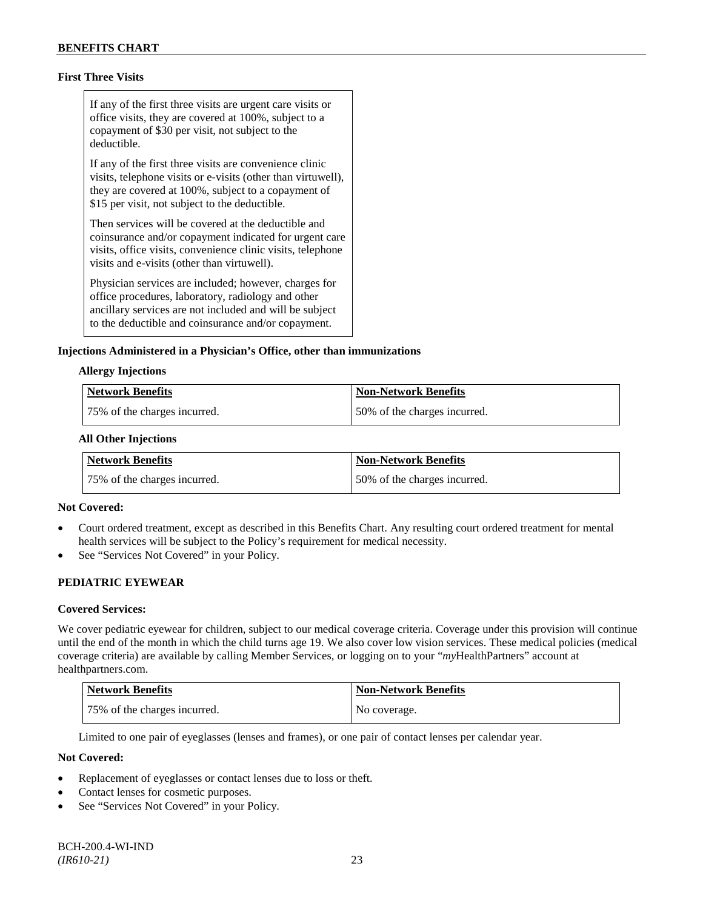**First Three Visits**

If any of the first three visits are urgent care visits or office visits, they are covered at 100%, subject to a copayment of $30 per visit, not subject to the deductible.

If any of the first three visits are convenience clinic visits, telephone visits or e-visits (other than virtuwell), they are covered at 100%, subject to a copayment of $15 per visit, not subject to the deductible.

Then services will be covered at the deductible and coinsurance and/or copayment indicated for urgent care visits, office visits, convenience clinic visits, telephone visits and e-visits (other than virtuwell).

Physician services are included; however, charges for office procedures, laboratory, radiology and other ancillary services are not included and will be subject to the deductible and coinsurance and/or copayment.

**Injections Administered in a Physician's Office, other than immunizations**

**Allergy Injections**

| Network Benefits | Non-Network Benefits |
|---|---|
| 75% of the charges incurred. | 50% of the charges incurred. |

**All Other Injections**

| Network Benefits | Non-Network Benefits |
|---|---|
| 75% of the charges incurred. | 50% of the charges incurred. |

**Not Covered:**

- Court ordered treatment, except as described in this Benefits Chart. Any resulting court ordered treatment for mental health services will be subject to the Policy's requirement for medical necessity.
- See "Services Not Covered" in your Policy.

**PEDIATRIC EYEWEAR**

**Covered Services:**

We cover pediatric eyewear for children, subject to our medical coverage criteria. Coverage under this provision will continue until the end of the month in which the child turns age 19. We also cover low vision services. These medical policies (medical coverage criteria) are available by calling Member Services, or logging on to your "*my*HealthPartners" account at healthpartners.com.

| Network Benefits | Non-Network Benefits |
|---|---|
| 75% of the charges incurred. | No coverage. |

Limited to one pair of eyeglasses (lenses and frames), or one pair of contact lenses per calendar year.

**Not Covered:**

- Replacement of eyeglasses or contact lenses due to loss or theft.
- Contact lenses for cosmetic purposes.
- See "Services Not Covered" in your Policy.

BCH-200.4-WI-IND
*(IR610-21)*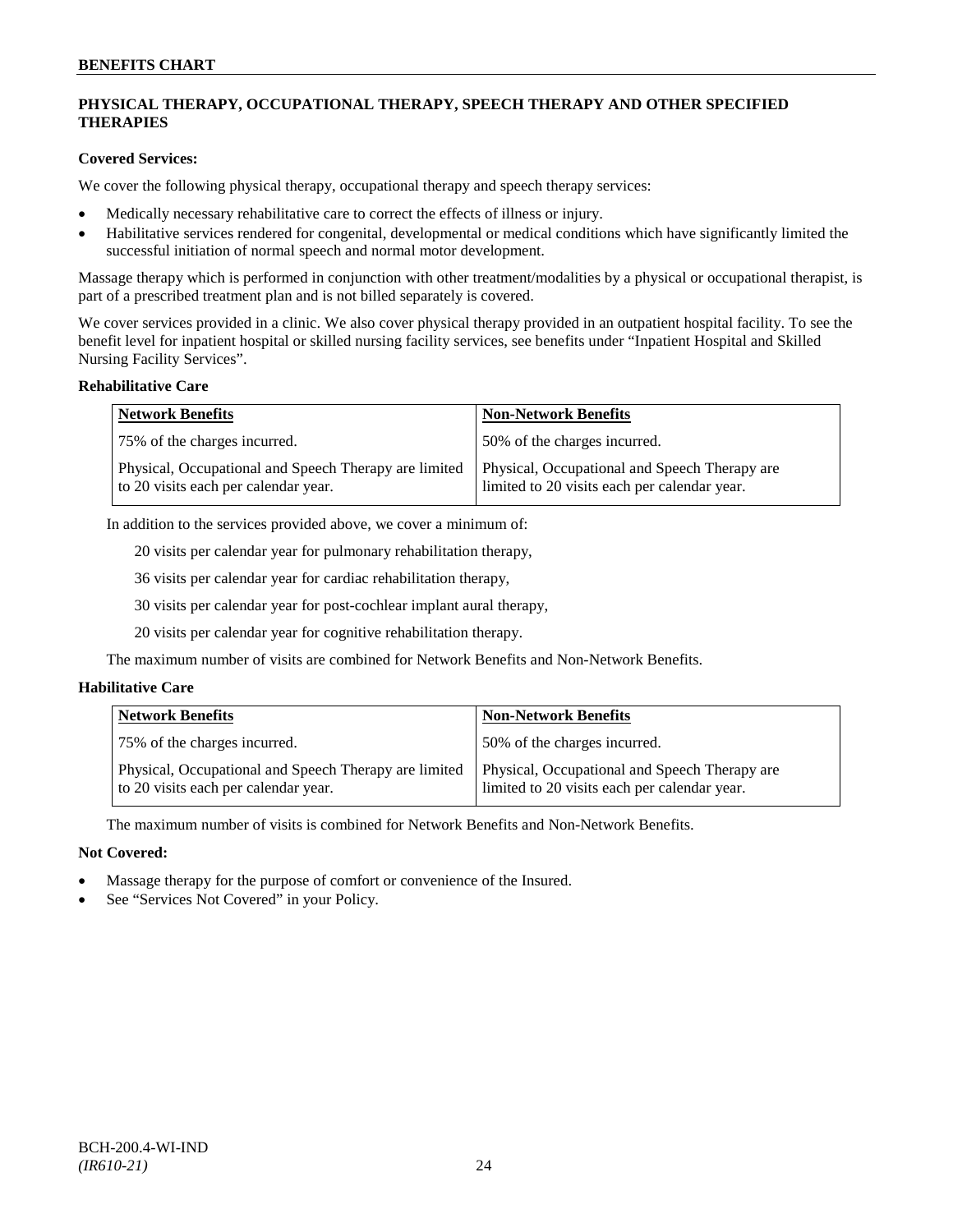## PHYSICAL THERAPY, OCCUPATIONAL THERAPY, SPEECH THERAPY AND OTHER SPECIFIED THERAPIES

**Covered Services:**

We cover the following physical therapy, occupational therapy and speech therapy services:

- Medically necessary rehabilitative care to correct the effects of illness or injury.
- Habilitative services rendered for congenital, developmental or medical conditions which have significantly limited the successful initiation of normal speech and normal motor development.

Massage therapy which is performed in conjunction with other treatment/modalities by a physical or occupational therapist, is part of a prescribed treatment plan and is not billed separately is covered.

We cover services provided in a clinic. We also cover physical therapy provided in an outpatient hospital facility. To see the benefit level for inpatient hospital or skilled nursing facility services, see benefits under "Inpatient Hospital and Skilled Nursing Facility Services".

**Rehabilitative Care**

| Network Benefits | Non-Network Benefits |
|---|---|
| 75% of the charges incurred. | 50% of the charges incurred. |
| Physical, Occupational and Speech Therapy are limited to 20 visits each per calendar year. | Physical, Occupational and Speech Therapy are limited to 20 visits each per calendar year. |

In addition to the services provided above, we cover a minimum of:

20 visits per calendar year for pulmonary rehabilitation therapy,

36 visits per calendar year for cardiac rehabilitation therapy,

30 visits per calendar year for post-cochlear implant aural therapy,

20 visits per calendar year for cognitive rehabilitation therapy.

The maximum number of visits are combined for Network Benefits and Non-Network Benefits.

**Habilitative Care**

| Network Benefits | Non-Network Benefits |
|---|---|
| 75% of the charges incurred. | 50% of the charges incurred. |
| Physical, Occupational and Speech Therapy are limited to 20 visits each per calendar year. | Physical, Occupational and Speech Therapy are limited to 20 visits each per calendar year. |

The maximum number of visits is combined for Network Benefits and Non-Network Benefits.

**Not Covered:**

- Massage therapy for the purpose of comfort or convenience of the Insured.
- See "Services Not Covered" in your Policy.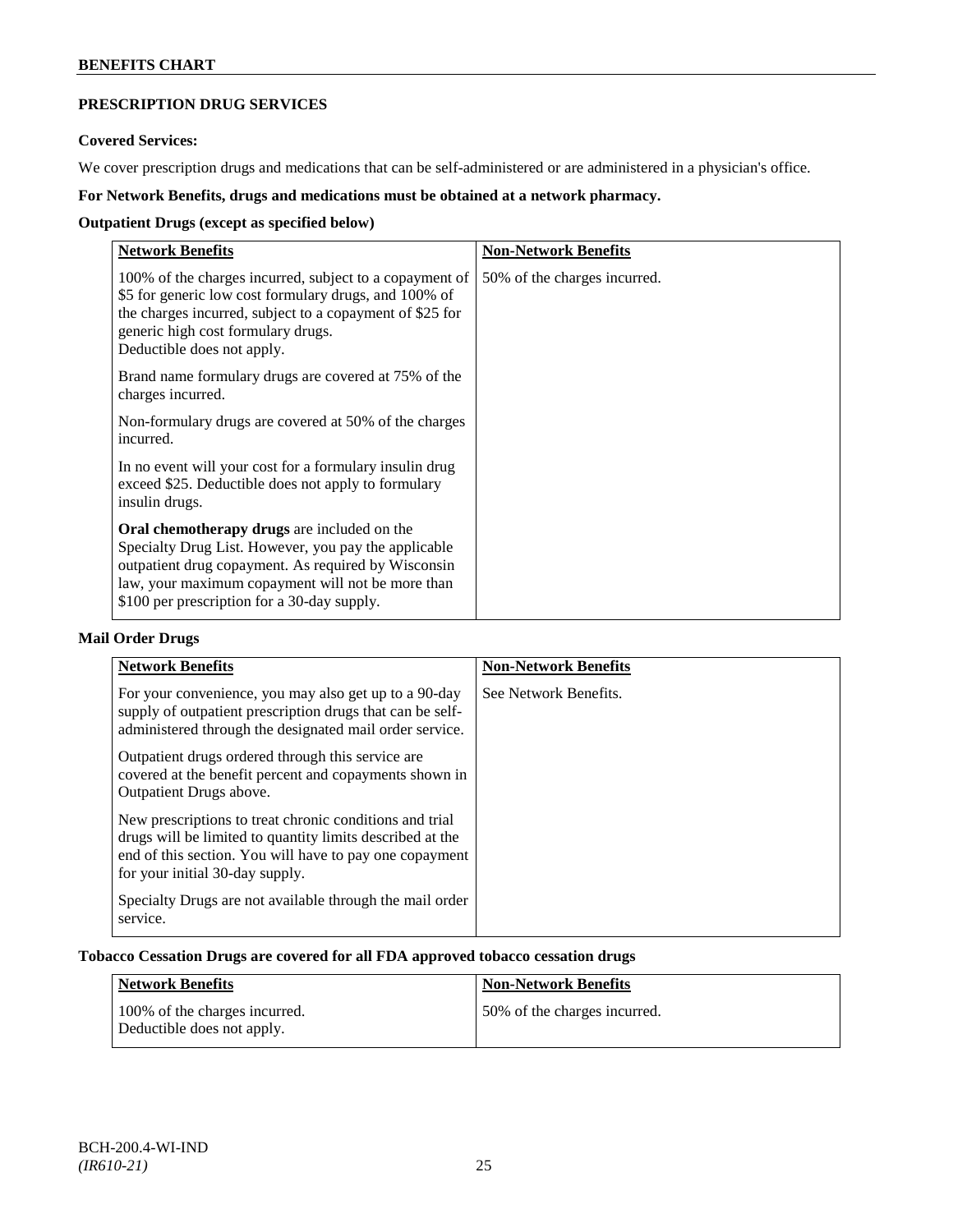## PRESCRIPTION DRUG SERVICES

**Covered Services:**

We cover prescription drugs and medications that can be self-administered or are administered in a physician's office.

**For Network Benefits, drugs and medications must be obtained at a network pharmacy.**

**Outpatient Drugs (except as specified below)**

| Network Benefits | Non-Network Benefits |
|---|---|
| 100% of the charges incurred, subject to a copayment of \$5 for generic low cost formulary drugs, and 100% of the charges incurred, subject to a copayment of \$25 for generic high cost formulary drugs.<br>Deductible does not apply.<br><br>Brand name formulary drugs are covered at 75% of the charges incurred.<br><br>Non-formulary drugs are covered at 50% of the charges incurred.<br><br>In no event will your cost for a formulary insulin drug exceed \$25. Deductible does not apply to formulary insulin drugs.<br><br>**Oral chemotherapy drugs** are included on the Specialty Drug List. However, you pay the applicable outpatient drug copayment. As required by Wisconsin law, your maximum copayment will not be more than \$100 per prescription for a 30-day supply. | 50% of the charges incurred. |

**Mail Order Drugs**

| Network Benefits | Non-Network Benefits |
|---|---|
| For your convenience, you may also get up to a 90-day supply of outpatient prescription drugs that can be self-administered through the designated mail order service.<br><br>Outpatient drugs ordered through this service are covered at the benefit percent and copayments shown in Outpatient Drugs above.<br><br>New prescriptions to treat chronic conditions and trial drugs will be limited to quantity limits described at the end of this section. You will have to pay one copayment for your initial 30-day supply.<br><br>Specialty Drugs are not available through the mail order service. | See Network Benefits. |

**Tobacco Cessation Drugs are covered for all FDA approved tobacco cessation drugs**

| Network Benefits | Non-Network Benefits |
|---|---|
| 100% of the charges incurred.<br>Deductible does not apply. | 50% of the charges incurred. |

BCH-200.4-WI-IND
*(IR610-21)*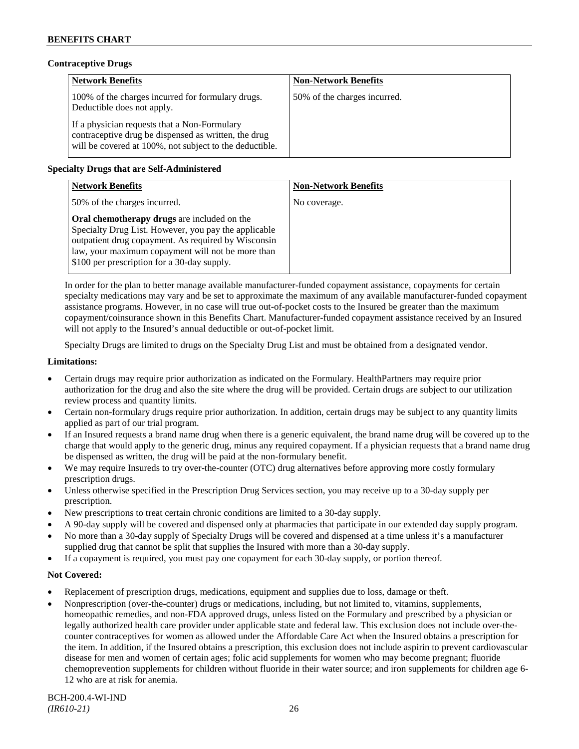### Contraceptive Drugs

| Network Benefits | Non-Network Benefits |
|---|---|
| 100% of the charges incurred for formulary drugs. Deductible does not apply.<br><br>If a physician requests that a Non-Formulary contraceptive drug be dispensed as written, the drug will be covered at 100%, not subject to the deductible. | 50% of the charges incurred. |

### Specialty Drugs that are Self-Administered

| Network Benefits | Non-Network Benefits |
|---|---|
| 50% of the charges incurred.<br><br>**Oral chemotherapy drugs** are included on the Specialty Drug List. However, you pay the applicable outpatient drug copayment. As required by Wisconsin law, your maximum copayment will not be more than $100 per prescription for a 30-day supply. | No coverage. |

In order for the plan to better manage available manufacturer-funded copayment assistance, copayments for certain specialty medications may vary and be set to approximate the maximum of any available manufacturer-funded copayment assistance programs. However, in no case will true out-of-pocket costs to the Insured be greater than the maximum copayment/coinsurance shown in this Benefits Chart. Manufacturer-funded copayment assistance received by an Insured will not apply to the Insured's annual deductible or out-of-pocket limit.

Specialty Drugs are limited to drugs on the Specialty Drug List and must be obtained from a designated vendor.

### Limitations:

- Certain drugs may require prior authorization as indicated on the Formulary. HealthPartners may require prior authorization for the drug and also the site where the drug will be provided. Certain drugs are subject to our utilization review process and quantity limits.
- Certain non-formulary drugs require prior authorization. In addition, certain drugs may be subject to any quantity limits applied as part of our trial program.
- If an Insured requests a brand name drug when there is a generic equivalent, the brand name drug will be covered up to the charge that would apply to the generic drug, minus any required copayment. If a physician requests that a brand name drug be dispensed as written, the drug will be paid at the non-formulary benefit.
- We may require Insureds to try over-the-counter (OTC) drug alternatives before approving more costly formulary prescription drugs.
- Unless otherwise specified in the Prescription Drug Services section, you may receive up to a 30-day supply per prescription.
- New prescriptions to treat certain chronic conditions are limited to a 30-day supply.
- A 90-day supply will be covered and dispensed only at pharmacies that participate in our extended day supply program.
- No more than a 30-day supply of Specialty Drugs will be covered and dispensed at a time unless it's a manufacturer supplied drug that cannot be split that supplies the Insured with more than a 30-day supply.
- If a copayment is required, you must pay one copayment for each 30-day supply, or portion thereof.

### Not Covered:

- Replacement of prescription drugs, medications, equipment and supplies due to loss, damage or theft.
- Nonprescription (over-the-counter) drugs or medications, including, but not limited to, vitamins, supplements, homeopathic remedies, and non-FDA approved drugs, unless listed on the Formulary and prescribed by a physician or legally authorized health care provider under applicable state and federal law. This exclusion does not include over-the-counter contraceptives for women as allowed under the Affordable Care Act when the Insured obtains a prescription for the item. In addition, if the Insured obtains a prescription, this exclusion does not include aspirin to prevent cardiovascular disease for men and women of certain ages; folic acid supplements for women who may become pregnant; fluoride chemoprevention supplements for children without fluoride in their water source; and iron supplements for children age 6-12 who are at risk for anemia.

BCH-200.4-WI-IND
*(IR610-21)*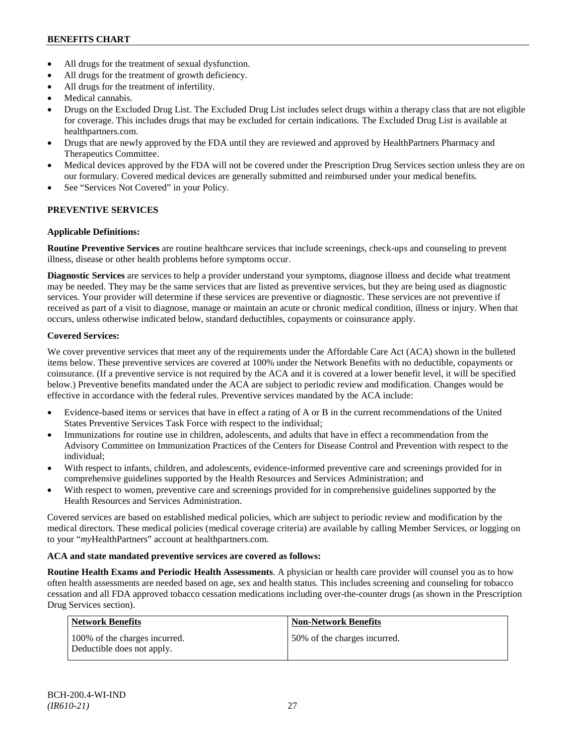- All drugs for the treatment of sexual dysfunction.
- All drugs for the treatment of growth deficiency.
- All drugs for the treatment of infertility.
- Medical cannabis.
- Drugs on the Excluded Drug List. The Excluded Drug List includes select drugs within a therapy class that are not eligible for coverage. This includes drugs that may be excluded for certain indications. The Excluded Drug List is available at healthpartners.com.
- Drugs that are newly approved by the FDA until they are reviewed and approved by HealthPartners Pharmacy and Therapeutics Committee.
- Medical devices approved by the FDA will not be covered under the Prescription Drug Services section unless they are on our formulary. Covered medical devices are generally submitted and reimbursed under your medical benefits.
- See "Services Not Covered" in your Policy.

## PREVENTIVE SERVICES

**Applicable Definitions:**

**Routine Preventive Services** are routine healthcare services that include screenings, check-ups and counseling to prevent illness, disease or other health problems before symptoms occur.

**Diagnostic Services** are services to help a provider understand your symptoms, diagnose illness and decide what treatment may be needed. They may be the same services that are listed as preventive services, but they are being used as diagnostic services. Your provider will determine if these services are preventive or diagnostic. These services are not preventive if received as part of a visit to diagnose, manage or maintain an acute or chronic medical condition, illness or injury. When that occurs, unless otherwise indicated below, standard deductibles, copayments or coinsurance apply.

**Covered Services:**

We cover preventive services that meet any of the requirements under the Affordable Care Act (ACA) shown in the bulleted items below. These preventive services are covered at 100% under the Network Benefits with no deductible, copayments or coinsurance. (If a preventive service is not required by the ACA and it is covered at a lower benefit level, it will be specified below.) Preventive benefits mandated under the ACA are subject to periodic review and modification. Changes would be effective in accordance with the federal rules. Preventive services mandated by the ACA include:

- Evidence-based items or services that have in effect a rating of A or B in the current recommendations of the United States Preventive Services Task Force with respect to the individual;
- Immunizations for routine use in children, adolescents, and adults that have in effect a recommendation from the Advisory Committee on Immunization Practices of the Centers for Disease Control and Prevention with respect to the individual;
- With respect to infants, children, and adolescents, evidence-informed preventive care and screenings provided for in comprehensive guidelines supported by the Health Resources and Services Administration; and
- With respect to women, preventive care and screenings provided for in comprehensive guidelines supported by the Health Resources and Services Administration.

Covered services are based on established medical policies, which are subject to periodic review and modification by the medical directors. These medical policies (medical coverage criteria) are available by calling Member Services, or logging on to your "*my*HealthPartners" account at healthpartners.com.

**ACA and state mandated preventive services are covered as follows:**

**Routine Health Exams and Periodic Health Assessments**. A physician or health care provider will counsel you as to how often health assessments are needed based on age, sex and health status. This includes screening and counseling for tobacco cessation and all FDA approved tobacco cessation medications including over-the-counter drugs (as shown in the Prescription Drug Services section).

| Network Benefits | Non-Network Benefits |
| --- | --- |
| 100% of the charges incurred. Deductible does not apply. | 50% of the charges incurred. |

BCH-200.4-WI-IND
*(IR610-21)*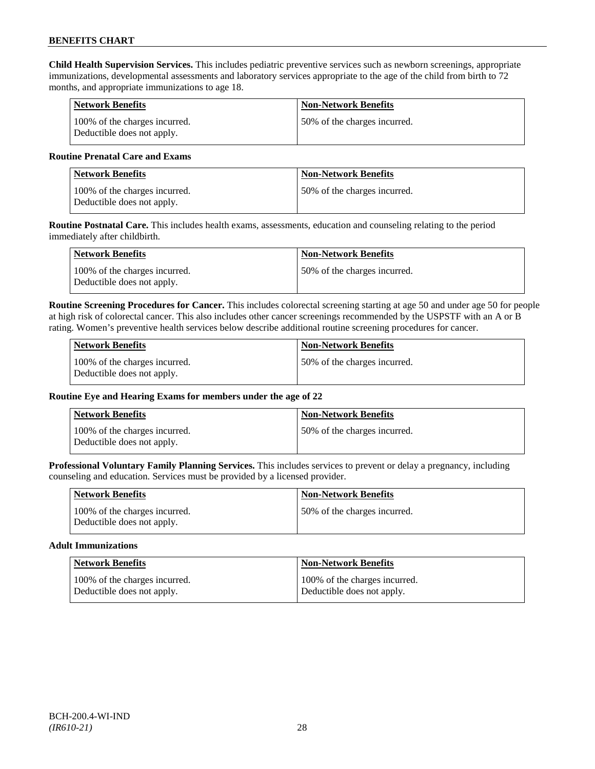**Child Health Supervision Services.** This includes pediatric preventive services such as newborn screenings, appropriate immunizations, developmental assessments and laboratory services appropriate to the age of the child from birth to 72 months, and appropriate immunizations to age 18.

| Network Benefits | Non-Network Benefits |
|---|---|
| 100% of the charges incurred. Deductible does not apply. | 50% of the charges incurred. |

**Routine Prenatal Care and Exams**

| Network Benefits | Non-Network Benefits |
|---|---|
| 100% of the charges incurred. Deductible does not apply. | 50% of the charges incurred. |

**Routine Postnatal Care.** This includes health exams, assessments, education and counseling relating to the period immediately after childbirth.

| Network Benefits | Non-Network Benefits |
|---|---|
| 100% of the charges incurred. Deductible does not apply. | 50% of the charges incurred. |

**Routine Screening Procedures for Cancer.** This includes colorectal screening starting at age 50 and under age 50 for people at high risk of colorectal cancer. This also includes other cancer screenings recommended by the USPSTF with an A or B rating. Women's preventive health services below describe additional routine screening procedures for cancer.

| Network Benefits | Non-Network Benefits |
|---|---|
| 100% of the charges incurred. Deductible does not apply. | 50% of the charges incurred. |

**Routine Eye and Hearing Exams for members under the age of 22**

| Network Benefits | Non-Network Benefits |
|---|---|
| 100% of the charges incurred. Deductible does not apply. | 50% of the charges incurred. |

**Professional Voluntary Family Planning Services.** This includes services to prevent or delay a pregnancy, including counseling and education. Services must be provided by a licensed provider.

| Network Benefits | Non-Network Benefits |
|---|---|
| 100% of the charges incurred. Deductible does not apply. | 50% of the charges incurred. |

**Adult Immunizations**

| Network Benefits | Non-Network Benefits |
|---|---|
| 100% of the charges incurred. Deductible does not apply. | 100% of the charges incurred. Deductible does not apply. |

BCH-200.4-WI-IND
*(IR610-21)*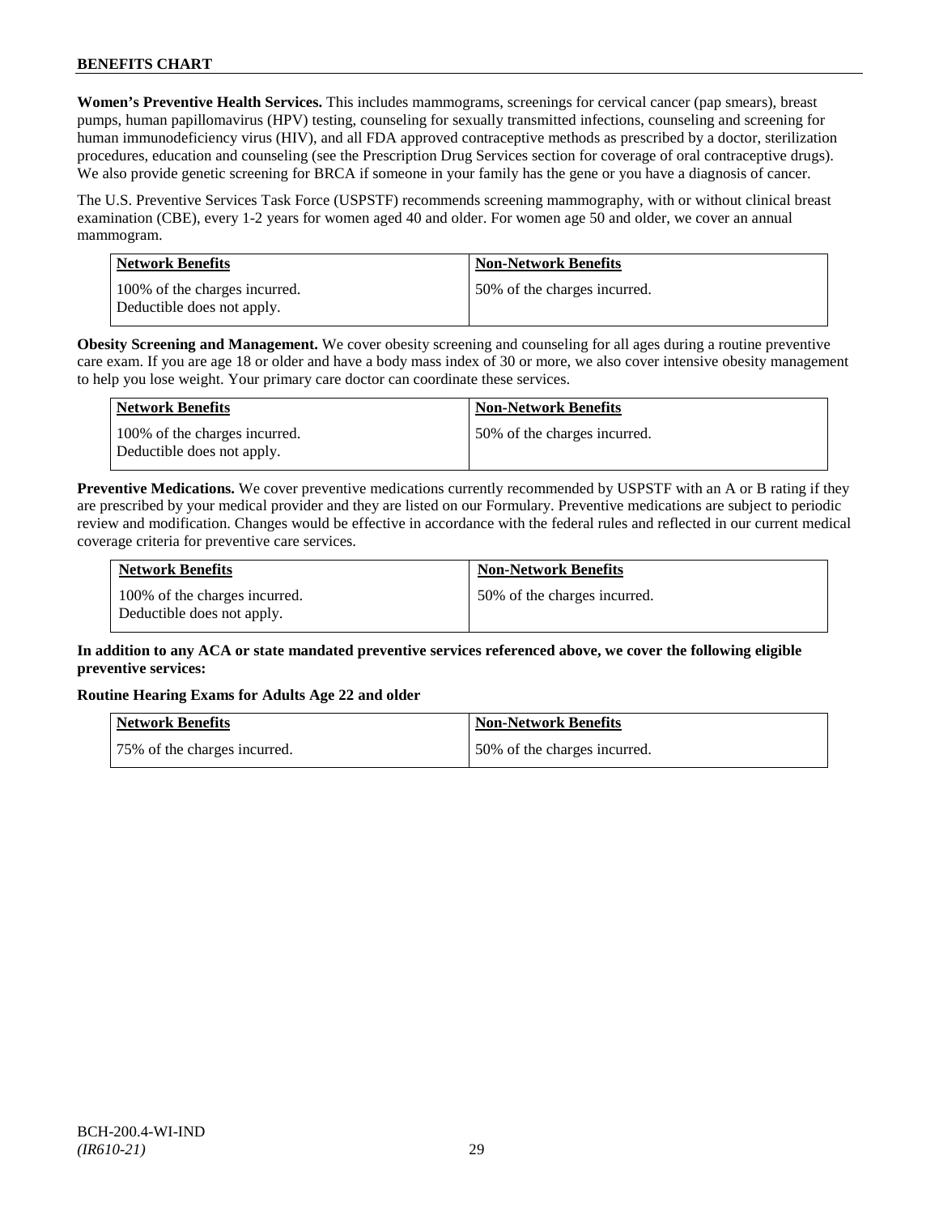**Women's Preventive Health Services.** This includes mammograms, screenings for cervical cancer (pap smears), breast pumps, human papillomavirus (HPV) testing, counseling for sexually transmitted infections, counseling and screening for human immunodeficiency virus (HIV), and all FDA approved contraceptive methods as prescribed by a doctor, sterilization procedures, education and counseling (see the Prescription Drug Services section for coverage of oral contraceptive drugs). We also provide genetic screening for BRCA if someone in your family has the gene or you have a diagnosis of cancer.

The U.S. Preventive Services Task Force (USPSTF) recommends screening mammography, with or without clinical breast examination (CBE), every 1-2 years for women aged 40 and older. For women age 50 and older, we cover an annual mammogram.

| Network Benefits | Non-Network Benefits |
|---|---|
| 100% of the charges incurred. Deductible does not apply. | 50% of the charges incurred. |

**Obesity Screening and Management.** We cover obesity screening and counseling for all ages during a routine preventive care exam. If you are age 18 or older and have a body mass index of 30 or more, we also cover intensive obesity management to help you lose weight. Your primary care doctor can coordinate these services.

| Network Benefits | Non-Network Benefits |
|---|---|
| 100% of the charges incurred. Deductible does not apply. | 50% of the charges incurred. |

**Preventive Medications.** We cover preventive medications currently recommended by USPSTF with an A or B rating if they are prescribed by your medical provider and they are listed on our Formulary. Preventive medications are subject to periodic review and modification. Changes would be effective in accordance with the federal rules and reflected in our current medical coverage criteria for preventive care services.

| Network Benefits | Non-Network Benefits |
|---|---|
| 100% of the charges incurred. Deductible does not apply. | 50% of the charges incurred. |

**In addition to any ACA or state mandated preventive services referenced above, we cover the following eligible preventive services:**

**Routine Hearing Exams for Adults Age 22 and older**

| Network Benefits | Non-Network Benefits |
|---|---|
| 75% of the charges incurred. | 50% of the charges incurred. |

BCH-200.4-WI-IND
*(IR610-21)*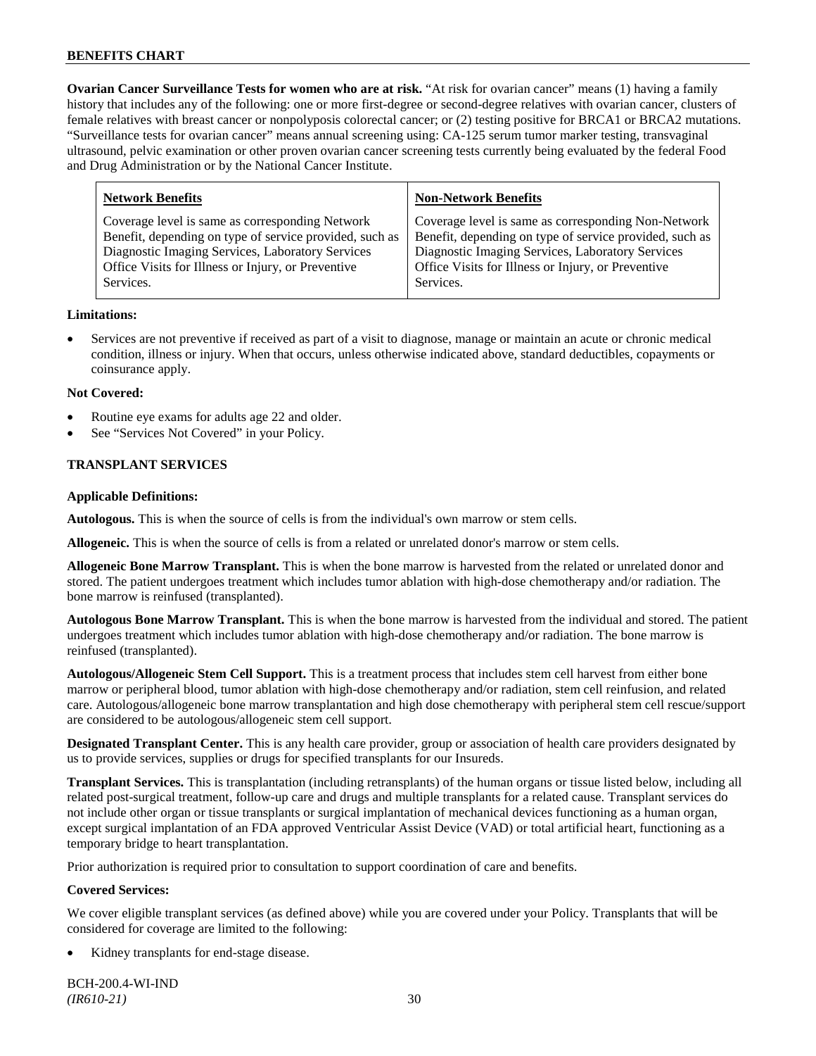**Ovarian Cancer Surveillance Tests for women who are at risk.** "At risk for ovarian cancer" means (1) having a family history that includes any of the following: one or more first-degree or second-degree relatives with ovarian cancer, clusters of female relatives with breast cancer or nonpolyposis colorectal cancer; or (2) testing positive for BRCA1 or BRCA2 mutations. "Surveillance tests for ovarian cancer" means annual screening using: CA-125 serum tumor marker testing, transvaginal ultrasound, pelvic examination or other proven ovarian cancer screening tests currently being evaluated by the federal Food and Drug Administration or by the National Cancer Institute.

| Network Benefits | Non-Network Benefits |
|---|---|
| Coverage level is same as corresponding Network Benefit, depending on type of service provided, such as Diagnostic Imaging Services, Laboratory Services Office Visits for Illness or Injury, or Preventive Services. | Coverage level is same as corresponding Non-Network Benefit, depending on type of service provided, such as Diagnostic Imaging Services, Laboratory Services Office Visits for Illness or Injury, or Preventive Services. |

**Limitations:**

- Services are not preventive if received as part of a visit to diagnose, manage or maintain an acute or chronic medical condition, illness or injury. When that occurs, unless otherwise indicated above, standard deductibles, copayments or coinsurance apply.

**Not Covered:**

- Routine eye exams for adults age 22 and older.
- See "Services Not Covered" in your Policy.

## TRANSPLANT SERVICES

**Applicable Definitions:**

**Autologous.** This is when the source of cells is from the individual's own marrow or stem cells.

**Allogeneic.** This is when the source of cells is from a related or unrelated donor's marrow or stem cells.

**Allogeneic Bone Marrow Transplant.** This is when the bone marrow is harvested from the related or unrelated donor and stored. The patient undergoes treatment which includes tumor ablation with high-dose chemotherapy and/or radiation. The bone marrow is reinfused (transplanted).

**Autologous Bone Marrow Transplant.** This is when the bone marrow is harvested from the individual and stored. The patient undergoes treatment which includes tumor ablation with high-dose chemotherapy and/or radiation. The bone marrow is reinfused (transplanted).

**Autologous/Allogeneic Stem Cell Support.** This is a treatment process that includes stem cell harvest from either bone marrow or peripheral blood, tumor ablation with high-dose chemotherapy and/or radiation, stem cell reinfusion, and related care. Autologous/allogeneic bone marrow transplantation and high dose chemotherapy with peripheral stem cell rescue/support are considered to be autologous/allogeneic stem cell support.

**Designated Transplant Center.** This is any health care provider, group or association of health care providers designated by us to provide services, supplies or drugs for specified transplants for our Insureds.

**Transplant Services.** This is transplantation (including retransplants) of the human organs or tissue listed below, including all related post-surgical treatment, follow-up care and drugs and multiple transplants for a related cause. Transplant services do not include other organ or tissue transplants or surgical implantation of mechanical devices functioning as a human organ, except surgical implantation of an FDA approved Ventricular Assist Device (VAD) or total artificial heart, functioning as a temporary bridge to heart transplantation.

Prior authorization is required prior to consultation to support coordination of care and benefits.

**Covered Services:**

We cover eligible transplant services (as defined above) while you are covered under your Policy. Transplants that will be considered for coverage are limited to the following:

- Kidney transplants for end-stage disease.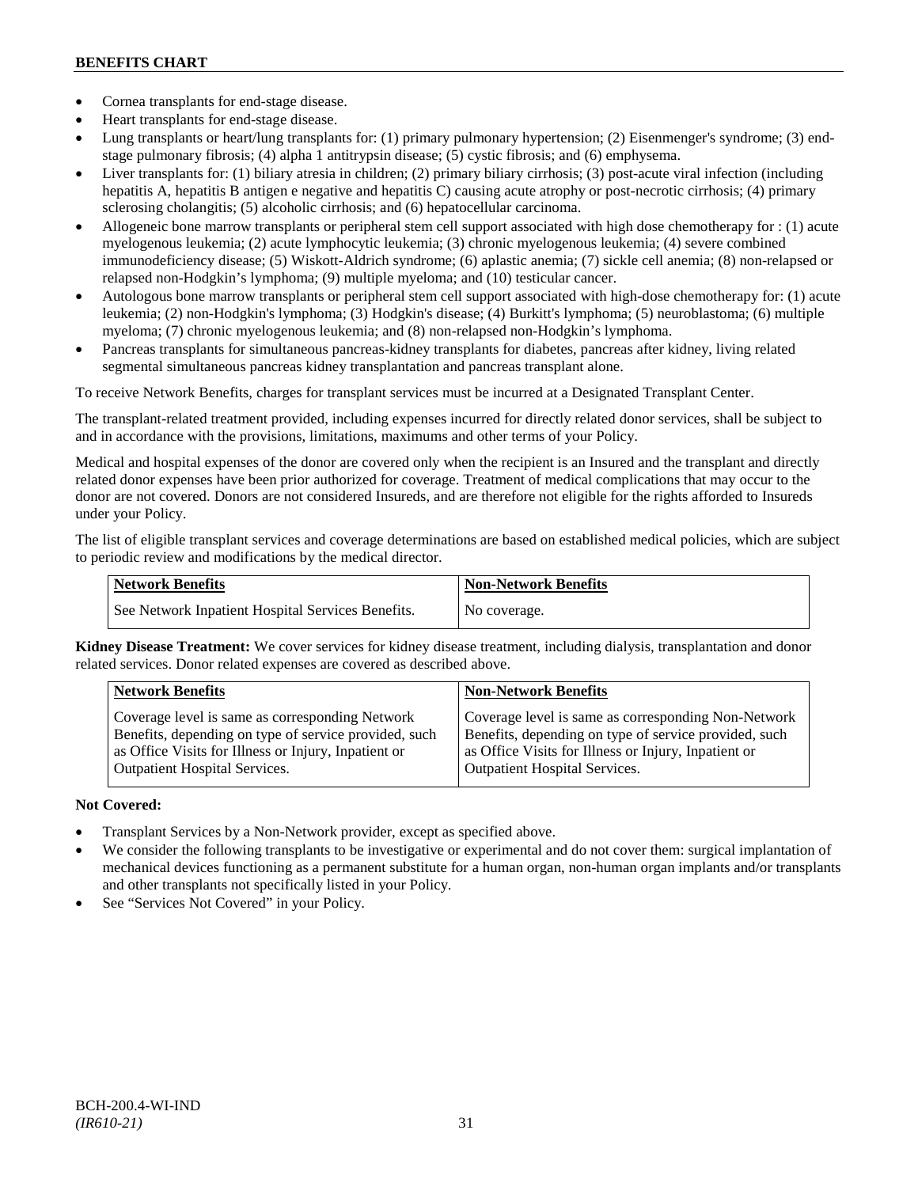- Cornea transplants for end-stage disease.
- Heart transplants for end-stage disease.
- Lung transplants or heart/lung transplants for: (1) primary pulmonary hypertension; (2) Eisenmenger's syndrome; (3) end-stage pulmonary fibrosis; (4) alpha 1 antitrypsin disease; (5) cystic fibrosis; and (6) emphysema.
- Liver transplants for: (1) biliary atresia in children; (2) primary biliary cirrhosis; (3) post-acute viral infection (including hepatitis A, hepatitis B antigen e negative and hepatitis C) causing acute atrophy or post-necrotic cirrhosis; (4) primary sclerosing cholangitis; (5) alcoholic cirrhosis; and (6) hepatocellular carcinoma.
- Allogeneic bone marrow transplants or peripheral stem cell support associated with high dose chemotherapy for : (1) acute myelogenous leukemia; (2) acute lymphocytic leukemia; (3) chronic myelogenous leukemia; (4) severe combined immunodeficiency disease; (5) Wiskott-Aldrich syndrome; (6) aplastic anemia; (7) sickle cell anemia; (8) non-relapsed or relapsed non-Hodgkin's lymphoma; (9) multiple myeloma; and (10) testicular cancer.
- Autologous bone marrow transplants or peripheral stem cell support associated with high-dose chemotherapy for: (1) acute leukemia; (2) non-Hodgkin's lymphoma; (3) Hodgkin's disease; (4) Burkitt's lymphoma; (5) neuroblastoma; (6) multiple myeloma; (7) chronic myelogenous leukemia; and (8) non-relapsed non-Hodgkin's lymphoma.
- Pancreas transplants for simultaneous pancreas-kidney transplants for diabetes, pancreas after kidney, living related segmental simultaneous pancreas kidney transplantation and pancreas transplant alone.

To receive Network Benefits, charges for transplant services must be incurred at a Designated Transplant Center.

The transplant-related treatment provided, including expenses incurred for directly related donor services, shall be subject to and in accordance with the provisions, limitations, maximums and other terms of your Policy.

Medical and hospital expenses of the donor are covered only when the recipient is an Insured and the transplant and directly related donor expenses have been prior authorized for coverage. Treatment of medical complications that may occur to the donor are not covered. Donors are not considered Insureds, and are therefore not eligible for the rights afforded to Insureds under your Policy.

The list of eligible transplant services and coverage determinations are based on established medical policies, which are subject to periodic review and modifications by the medical director.

| Network Benefits | Non-Network Benefits |
| --- | --- |
| See Network Inpatient Hospital Services Benefits. | No coverage. |

**Kidney Disease Treatment:** We cover services for kidney disease treatment, including dialysis, transplantation and donor related services. Donor related expenses are covered as described above.

| Network Benefits | Non-Network Benefits |
| --- | --- |
| Coverage level is same as corresponding Network Benefits, depending on type of service provided, such as Office Visits for Illness or Injury, Inpatient or Outpatient Hospital Services. | Coverage level is same as corresponding Non-Network Benefits, depending on type of service provided, such as Office Visits for Illness or Injury, Inpatient or Outpatient Hospital Services. |

**Not Covered:**

- Transplant Services by a Non-Network provider, except as specified above.
- We consider the following transplants to be investigative or experimental and do not cover them: surgical implantation of mechanical devices functioning as a permanent substitute for a human organ, non-human organ implants and/or transplants and other transplants not specifically listed in your Policy.
- See "Services Not Covered" in your Policy.

BCH-200.4-WI-IND
*(IR610-21)*